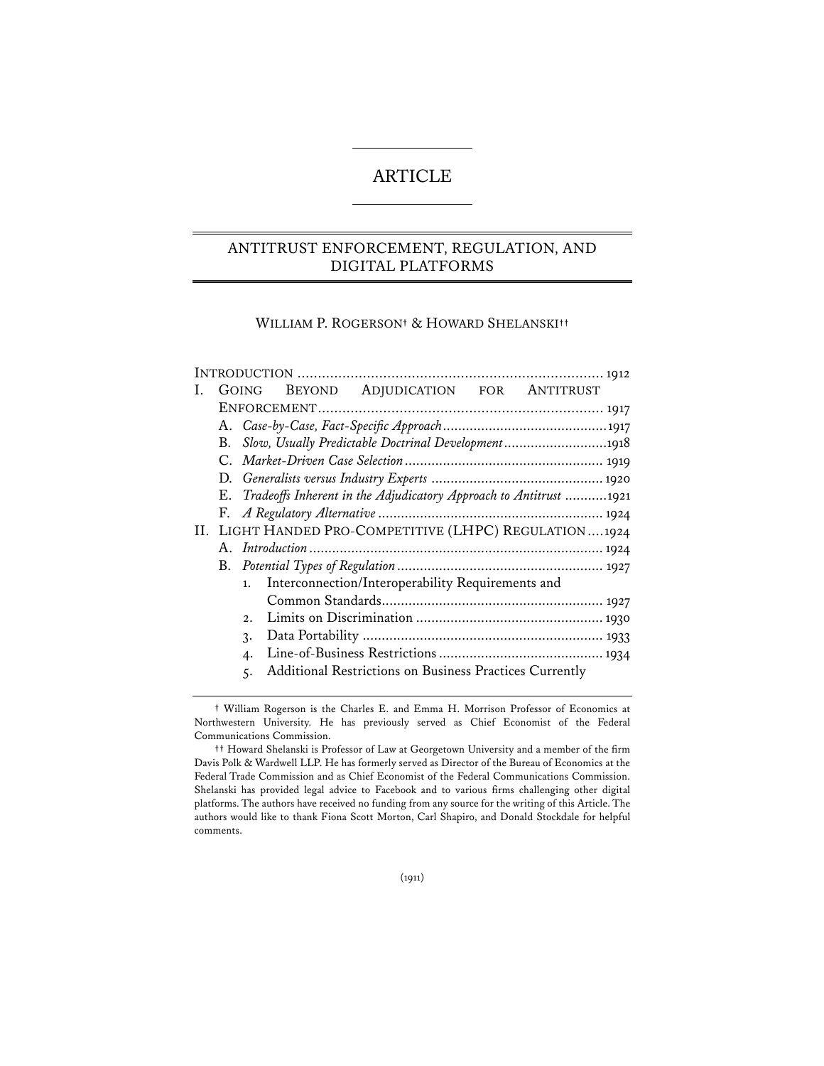# ARTICLE

## ANTITRUST ENFORCEMENT, REGULATION, AND DIGITAL PLATFORMS

WILLIAM P. ROGERSON† & HOWARD SHELANSKI††

INTRODUCTION ........................................................................... 1912

I. GOING BEYOND ADJUDICATION FOR ANTITRUST ENFORCEMENT ........................................................................ 1917
   - A. *Case-by-Case, Fact-Specific Approach* .......................................... 1917
   - B. *Slow, Usually Predictable Doctrinal Development* .......................... 1918
   - C. *Market-Driven Case Selection* ................................................... 1919
   - D. *Generalists versus Industry Experts* ............................................ 1920
   - E. *Tradeoffs Inherent in the Adjudicatory Approach to Antitrust* ........... 1921
   - F. *A Regulatory Alternative* .......................................................... 1924

II. LIGHT HANDED PRO-COMPETITIVE (LHPC) REGULATION .... 1924
   - A. *Introduction* ............................................................................ 1924
   - B. *Potential Types of Regulation* ..................................................... 1927
     1. Interconnection/Interoperability Requirements and Common Standards ......................................................... 1927
     2. Limits on Discrimination ................................................ 1930
     3. Data Portability ............................................................. 1933
     4. Line-of-Business Restrictions .......................................... 1934
     5. Additional Restrictions on Business Practices Currently

---

† William Rogerson is the Charles E. and Emma H. Morrison Professor of Economics at Northwestern University. He has previously served as Chief Economist of the Federal Communications Commission.

†† Howard Shelanski is Professor of Law at Georgetown University and a member of the firm Davis Polk & Wardwell LLP. He has formerly served as Director of the Bureau of Economics at the Federal Trade Commission and as Chief Economist of the Federal Communications Commission. Shelanski has provided legal advice to Facebook and to various firms challenging other digital platforms. The authors have received no funding from any source for the writing of this Article. The authors would like to thank Fiona Scott Morton, Carl Shapiro, and Donald Stockdale for helpful comments.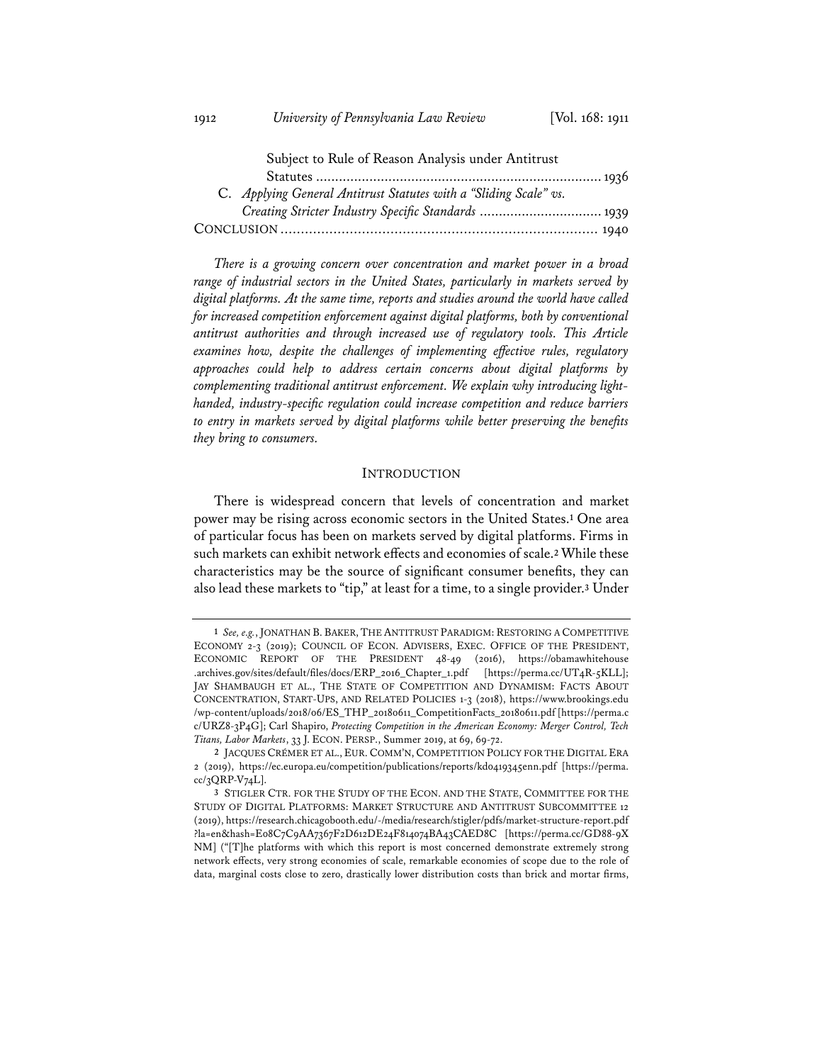Subject to Rule of Reason Analysis under Antitrust Statutes .......................................................................... 1936

C. *Applying General Antitrust Statutes with a "Sliding Scale" vs. Creating Stricter Industry Specific Standards* ................................ 1939

CONCLUSION .............................................................................. 1940

*There is a growing concern over concentration and market power in a broad range of industrial sectors in the United States, particularly in markets served by digital platforms. At the same time, reports and studies around the world have called for increased competition enforcement against digital platforms, both by conventional antitrust authorities and through increased use of regulatory tools. This Article examines how, despite the challenges of implementing effective rules, regulatory approaches could help to address certain concerns about digital platforms by complementing traditional antitrust enforcement. We explain why introducing light-handed, industry-specific regulation could increase competition and reduce barriers to entry in markets served by digital platforms while better preserving the benefits they bring to consumers.*

## INTRODUCTION

There is widespread concern that levels of concentration and market power may be rising across economic sectors in the United States.[1] One area of particular focus has been on markets served by digital platforms. Firms in such markets can exhibit network effects and economies of scale.[2] While these characteristics may be the source of significant consumer benefits, they can also lead these markets to "tip," at least for a time, to a single provider.[3] Under

---

[1] *See, e.g.*, JONATHAN B. BAKER, THE ANTITRUST PARADIGM: RESTORING A COMPETITIVE ECONOMY 2-3 (2019); COUNCIL OF ECON. ADVISERS, EXEC. OFFICE OF THE PRESIDENT, ECONOMIC REPORT OF THE PRESIDENT 48-49 (2016), https://obamawhitehouse.archives.gov/sites/default/files/docs/ERP_2016_Chapter_1.pdf [https://perma.cc/UT4R-5KLL]; JAY SHAMBAUGH ET AL., THE STATE OF COMPETITION AND DYNAMISM: FACTS ABOUT CONCENTRATION, START-UPS, AND RELATED POLICIES 1-3 (2018), https://www.brookings.edu/wp-content/uploads/2018/06/ES_THP_20180611_CompetitionFacts_20180611.pdf [https://perma.cc/URZ8-3P4G]; Carl Shapiro, *Protecting Competition in the American Economy: Merger Control, Tech Titans, Labor Markets*, 33 J. ECON. PERSP., Summer 2019, at 69, 69-72.

[2] JACQUES CRÉMER ET AL., EUR. COMM'N, COMPETITION POLICY FOR THE DIGITAL ERA 2 (2019), https://ec.europa.eu/competition/publications/reports/kd0419345enn.pdf [https://perma.cc/3QRP-V74L].

[3] STIGLER CTR. FOR THE STUDY OF THE ECON. AND THE STATE, COMMITTEE FOR THE STUDY OF DIGITAL PLATFORMS: MARKET STRUCTURE AND ANTITRUST SUBCOMMITTEE 12 (2019), https://research.chicagobooth.edu/-/media/research/stigler/pdfs/market-structure-report.pdf?la=en&hash=E08C7C9AA7367F2D612DE24F814074BA43CAED8C [https://perma.cc/GD88-9XNM] ("[T]he platforms with which this report is most concerned demonstrate extremely strong network effects, very strong economies of scale, remarkable economies of scope due to the role of data, marginal costs close to zero, drastically lower distribution costs than brick and mortar firms,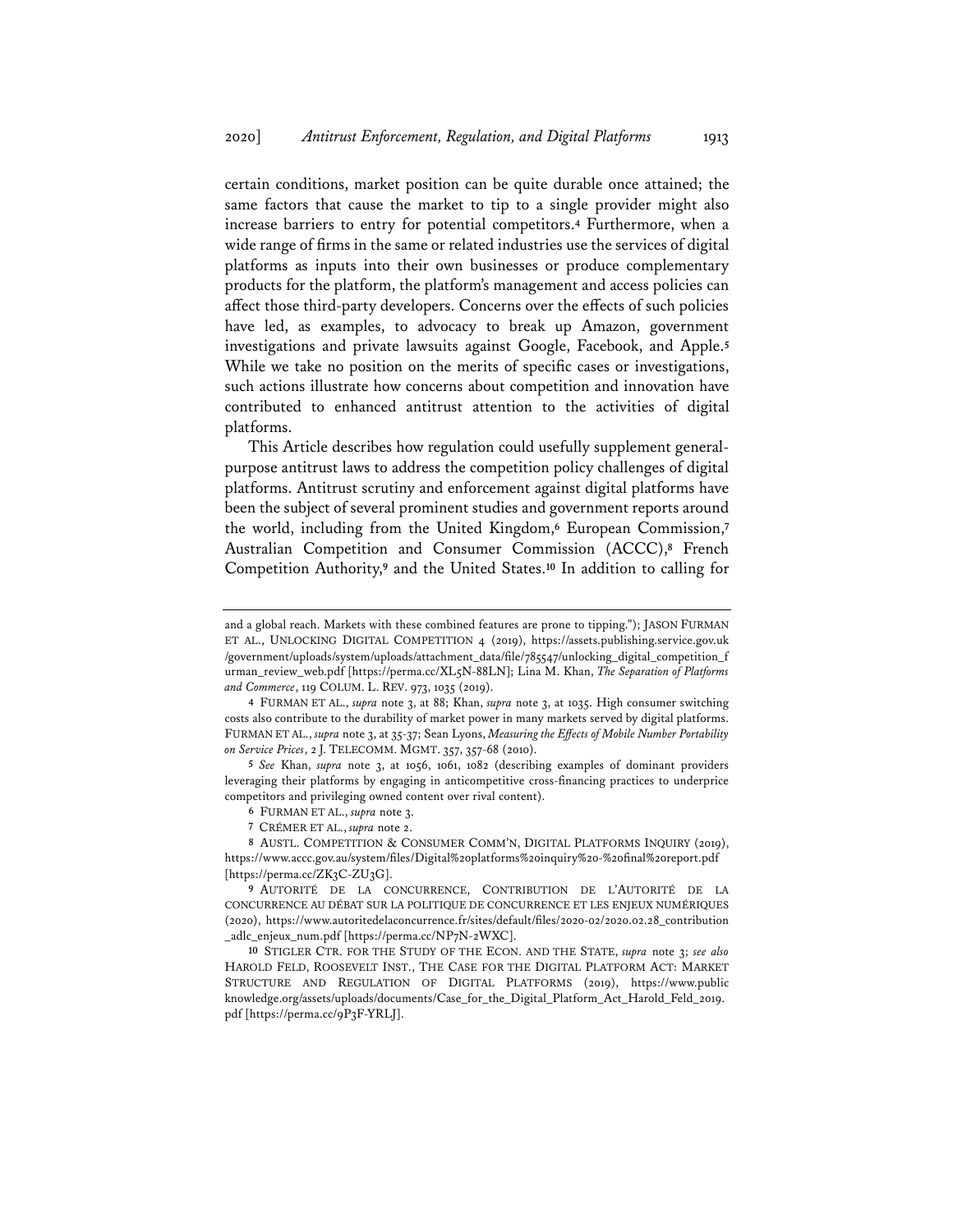certain conditions, market position can be quite durable once attained; the same factors that cause the market to tip to a single provider might also increase barriers to entry for potential competitors.[4] Furthermore, when a wide range of firms in the same or related industries use the services of digital platforms as inputs into their own businesses or produce complementary products for the platform, the platform's management and access policies can affect those third-party developers. Concerns over the effects of such policies have led, as examples, to advocacy to break up Amazon, government investigations and private lawsuits against Google, Facebook, and Apple.[5] While we take no position on the merits of specific cases or investigations, such actions illustrate how concerns about competition and innovation have contributed to enhanced antitrust attention to the activities of digital platforms.

This Article describes how regulation could usefully supplement general-purpose antitrust laws to address the competition policy challenges of digital platforms. Antitrust scrutiny and enforcement against digital platforms have been the subject of several prominent studies and government reports around the world, including from the United Kingdom,[6] European Commission,[7] Australian Competition and Consumer Commission (ACCC),[8] French Competition Authority,[9] and the United States.[10] In addition to calling for

---

and a global reach. Markets with these combined features are prone to tipping."); JASON FURMAN ET AL., UNLOCKING DIGITAL COMPETITION 4 (2019), https://assets.publishing.service.gov.uk/government/uploads/system/uploads/attachment_data/file/785547/unlocking_digital_competition_furman_review_web.pdf [https://perma.cc/XL5N-88LN]; Lina M. Khan, *The Separation of Platforms and Commerce*, 119 COLUM. L. REV. 973, 1035 (2019).

4 FURMAN ET AL., *supra* note 3, at 88; Khan, *supra* note 3, at 1035. High consumer switching costs also contribute to the durability of market power in many markets served by digital platforms. FURMAN ET AL., *supra* note 3, at 35-37; Sean Lyons, *Measuring the Effects of Mobile Number Portability on Service Prices*, 2 J. TELECOMM. MGMT. 357, 357-68 (2010).

5 *See* Khan, *supra* note 3, at 1056, 1061, 1082 (describing examples of dominant providers leveraging their platforms by engaging in anticompetitive cross-financing practices to underprice competitors and privileging owned content over rival content).

6 FURMAN ET AL., *supra* note 3.

7 CRÉMER ET AL., *supra* note 2.

8 AUSTL. COMPETITION & CONSUMER COMM'N, DIGITAL PLATFORMS INQUIRY (2019), https://www.accc.gov.au/system/files/Digital%20platforms%20inquiry%20-%20final%20report.pdf [https://perma.cc/ZK3C-ZU3G].

9 AUTORITÉ DE LA CONCURRENCE, CONTRIBUTION DE L'AUTORITÉ DE LA CONCURRENCE AU DÉBAT SUR LA POLITIQUE DE CONCURRENCE ET LES ENJEUX NUMÉRIQUES (2020), https://www.autoritedelaconcurrence.fr/sites/default/files/2020-02/2020.02.28_contribution_adlc_enjeux_num.pdf [https://perma.cc/NP7N-2WXC].

10 STIGLER CTR. FOR THE STUDY OF THE ECON. AND THE STATE, *supra* note 3; *see also* HAROLD FELD, ROOSEVELT INST., THE CASE FOR THE DIGITAL PLATFORM ACT: MARKET STRUCTURE AND REGULATION OF DIGITAL PLATFORMS (2019), https://www.publicknowledge.org/assets/uploads/documents/Case_for_the_Digital_Platform_Act_Harold_Feld_2019.pdf [https://perma.cc/9P3F-YRLJ].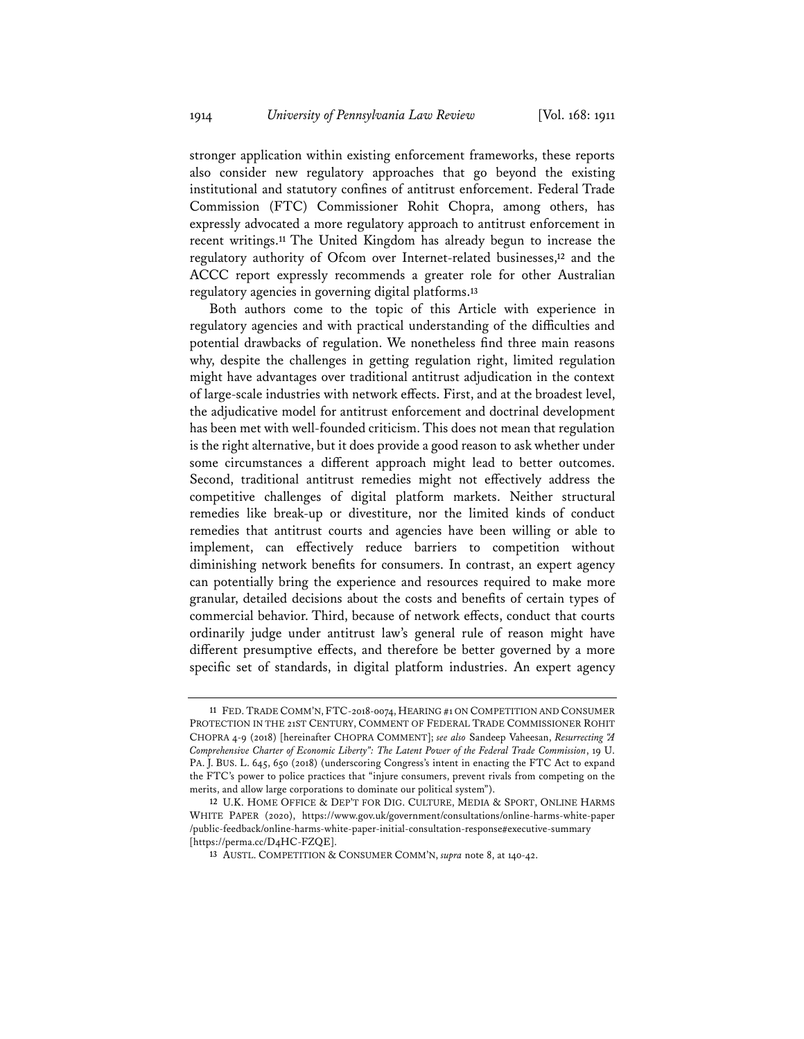stronger application within existing enforcement frameworks, these reports also consider new regulatory approaches that go beyond the existing institutional and statutory confines of antitrust enforcement. Federal Trade Commission (FTC) Commissioner Rohit Chopra, among others, has expressly advocated a more regulatory approach to antitrust enforcement in recent writings.[11] The United Kingdom has already begun to increase the regulatory authority of Ofcom over Internet-related businesses,[12] and the ACCC report expressly recommends a greater role for other Australian regulatory agencies in governing digital platforms.[13]

Both authors come to the topic of this Article with experience in regulatory agencies and with practical understanding of the difficulties and potential drawbacks of regulation. We nonetheless find three main reasons why, despite the challenges in getting regulation right, limited regulation might have advantages over traditional antitrust adjudication in the context of large-scale industries with network effects. First, and at the broadest level, the adjudicative model for antitrust enforcement and doctrinal development has been met with well-founded criticism. This does not mean that regulation is the right alternative, but it does provide a good reason to ask whether under some circumstances a different approach might lead to better outcomes. Second, traditional antitrust remedies might not effectively address the competitive challenges of digital platform markets. Neither structural remedies like break-up or divestiture, nor the limited kinds of conduct remedies that antitrust courts and agencies have been willing or able to implement, can effectively reduce barriers to competition without diminishing network benefits for consumers. In contrast, an expert agency can potentially bring the experience and resources required to make more granular, detailed decisions about the costs and benefits of certain types of commercial behavior. Third, because of network effects, conduct that courts ordinarily judge under antitrust law's general rule of reason might have different presumptive effects, and therefore be better governed by a more specific set of standards, in digital platform industries. An expert agency

---

11 FED. TRADE COMM'N, FTC-2018-0074, HEARING #1 ON COMPETITION AND CONSUMER PROTECTION IN THE 21ST CENTURY, COMMENT OF FEDERAL TRADE COMMISSIONER ROHIT CHOPRA 4-9 (2018) [hereinafter CHOPRA COMMENT]; *see also* Sandeep Vaheesan, *Resurrecting "A Comprehensive Charter of Economic Liberty": The Latent Power of the Federal Trade Commission*, 19 U. PA. J. BUS. L. 645, 650 (2018) (underscoring Congress's intent in enacting the FTC Act to expand the FTC's power to police practices that "injure consumers, prevent rivals from competing on the merits, and allow large corporations to dominate our political system").

12 U.K. HOME OFFICE & DEP'T FOR DIG. CULTURE, MEDIA & SPORT, ONLINE HARMS WHITE PAPER (2020), https://www.gov.uk/government/consultations/online-harms-white-paper/public-feedback/online-harms-white-paper-initial-consultation-response#executive-summary [https://perma.cc/D4HC-FZQE].

13 AUSTL. COMPETITION & CONSUMER COMM'N, *supra* note 8, at 140-42.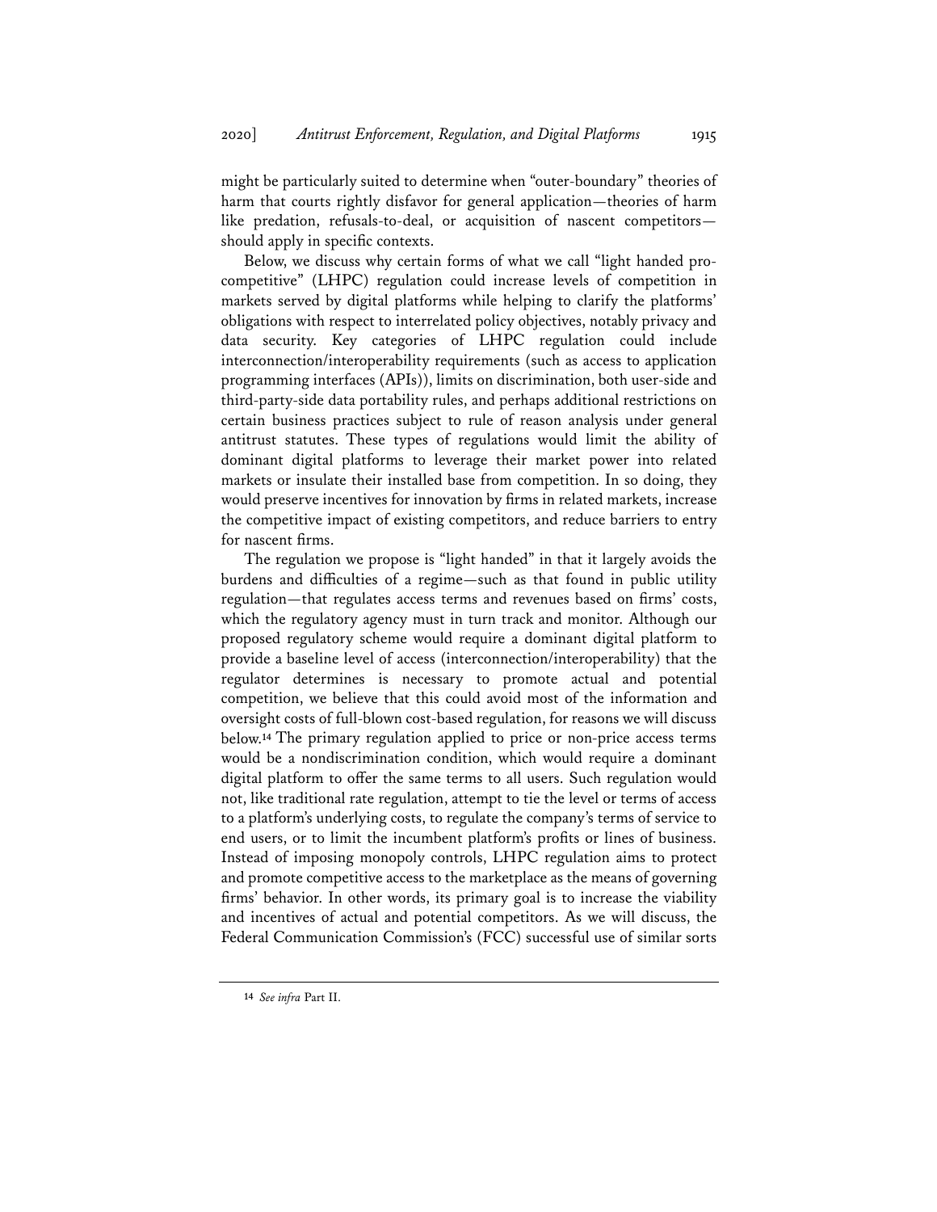might be particularly suited to determine when "outer-boundary" theories of harm that courts rightly disfavor for general application—theories of harm like predation, refusals-to-deal, or acquisition of nascent competitors—should apply in specific contexts.

Below, we discuss why certain forms of what we call "light handed pro-competitive" (LHPC) regulation could increase levels of competition in markets served by digital platforms while helping to clarify the platforms' obligations with respect to interrelated policy objectives, notably privacy and data security. Key categories of LHPC regulation could include interconnection/interoperability requirements (such as access to application programming interfaces (APIs)), limits on discrimination, both user-side and third-party-side data portability rules, and perhaps additional restrictions on certain business practices subject to rule of reason analysis under general antitrust statutes. These types of regulations would limit the ability of dominant digital platforms to leverage their market power into related markets or insulate their installed base from competition. In so doing, they would preserve incentives for innovation by firms in related markets, increase the competitive impact of existing competitors, and reduce barriers to entry for nascent firms.

The regulation we propose is "light handed" in that it largely avoids the burdens and difficulties of a regime—such as that found in public utility regulation—that regulates access terms and revenues based on firms' costs, which the regulatory agency must in turn track and monitor. Although our proposed regulatory scheme would require a dominant digital platform to provide a baseline level of access (interconnection/interoperability) that the regulator determines is necessary to promote actual and potential competition, we believe that this could avoid most of the information and oversight costs of full-blown cost-based regulation, for reasons we will discuss below.[14] The primary regulation applied to price or non-price access terms would be a nondiscrimination condition, which would require a dominant digital platform to offer the same terms to all users. Such regulation would not, like traditional rate regulation, attempt to tie the level or terms of access to a platform's underlying costs, to regulate the company's terms of service to end users, or to limit the incumbent platform's profits or lines of business. Instead of imposing monopoly controls, LHPC regulation aims to protect and promote competitive access to the marketplace as the means of governing firms' behavior. In other words, its primary goal is to increase the viability and incentives of actual and potential competitors. As we will discuss, the Federal Communication Commission's (FCC) successful use of similar sorts

---

[14] *See infra* Part II.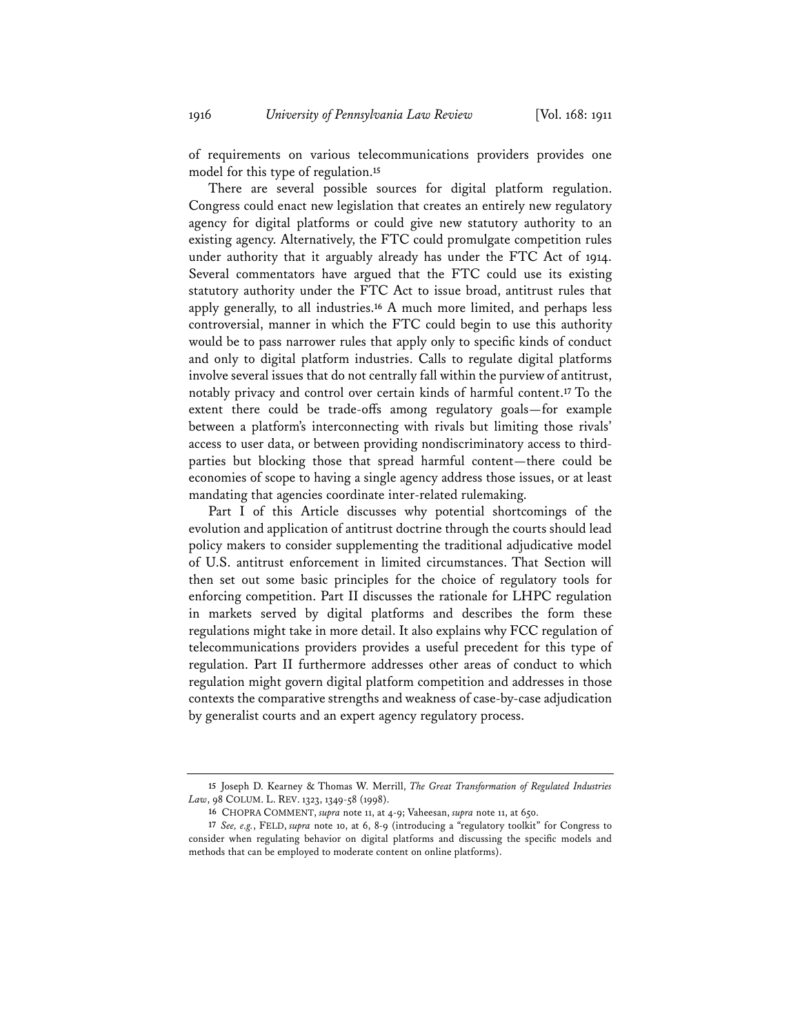of requirements on various telecommunications providers provides one model for this type of regulation.[15]

There are several possible sources for digital platform regulation. Congress could enact new legislation that creates an entirely new regulatory agency for digital platforms or could give new statutory authority to an existing agency. Alternatively, the FTC could promulgate competition rules under authority that it arguably already has under the FTC Act of 1914. Several commentators have argued that the FTC could use its existing statutory authority under the FTC Act to issue broad, antitrust rules that apply generally, to all industries.[16] A much more limited, and perhaps less controversial, manner in which the FTC could begin to use this authority would be to pass narrower rules that apply only to specific kinds of conduct and only to digital platform industries. Calls to regulate digital platforms involve several issues that do not centrally fall within the purview of antitrust, notably privacy and control over certain kinds of harmful content.[17] To the extent there could be trade-offs among regulatory goals—for example between a platform's interconnecting with rivals but limiting those rivals' access to user data, or between providing nondiscriminatory access to third-parties but blocking those that spread harmful content—there could be economies of scope to having a single agency address those issues, or at least mandating that agencies coordinate inter-related rulemaking.

Part I of this Article discusses why potential shortcomings of the evolution and application of antitrust doctrine through the courts should lead policy makers to consider supplementing the traditional adjudicative model of U.S. antitrust enforcement in limited circumstances. That Section will then set out some basic principles for the choice of regulatory tools for enforcing competition. Part II discusses the rationale for LHPC regulation in markets served by digital platforms and describes the form these regulations might take in more detail. It also explains why FCC regulation of telecommunications providers provides a useful precedent for this type of regulation. Part II furthermore addresses other areas of conduct to which regulation might govern digital platform competition and addresses in those contexts the comparative strengths and weakness of case-by-case adjudication by generalist courts and an expert agency regulatory process.

---

15 Joseph D. Kearney & Thomas W. Merrill, *The Great Transformation of Regulated Industries Law*, 98 COLUM. L. REV. 1323, 1349-58 (1998).

16 CHOPRA COMMENT, *supra* note 11, at 4-9; Vaheesan, *supra* note 11, at 650.

17 *See, e.g.*, FELD, *supra* note 10, at 6, 8-9 (introducing a "regulatory toolkit" for Congress to consider when regulating behavior on digital platforms and discussing the specific models and methods that can be employed to moderate content on online platforms).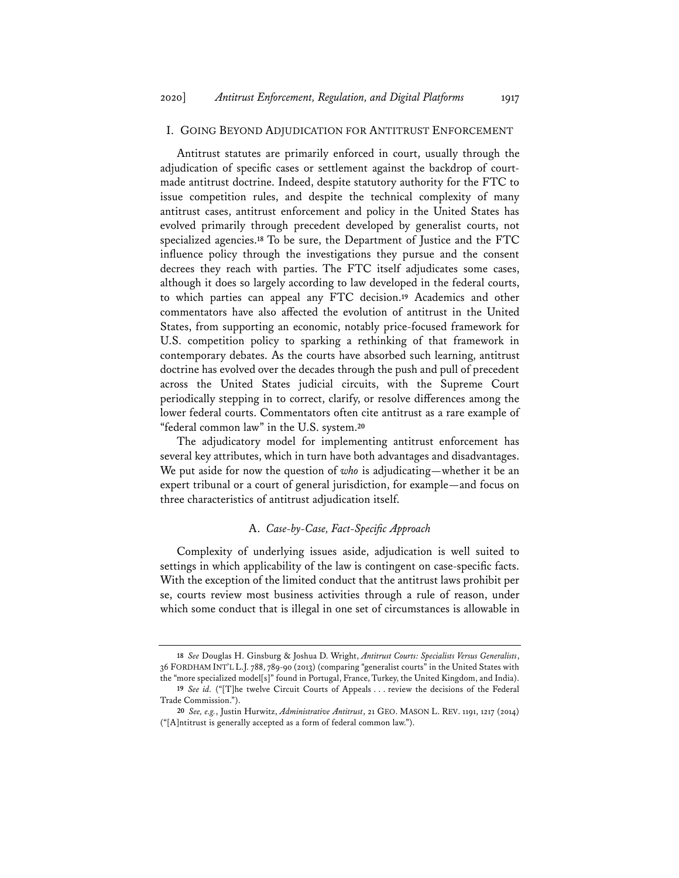## I. GOING BEYOND ADJUDICATION FOR ANTITRUST ENFORCEMENT

Antitrust statutes are primarily enforced in court, usually through the adjudication of specific cases or settlement against the backdrop of court-made antitrust doctrine. Indeed, despite statutory authority for the FTC to issue competition rules, and despite the technical complexity of many antitrust cases, antitrust enforcement and policy in the United States has evolved primarily through precedent developed by generalist courts, not specialized agencies.[18] To be sure, the Department of Justice and the FTC influence policy through the investigations they pursue and the consent decrees they reach with parties. The FTC itself adjudicates some cases, although it does so largely according to law developed in the federal courts, to which parties can appeal any FTC decision.[19] Academics and other commentators have also affected the evolution of antitrust in the United States, from supporting an economic, notably price-focused framework for U.S. competition policy to sparking a rethinking of that framework in contemporary debates. As the courts have absorbed such learning, antitrust doctrine has evolved over the decades through the push and pull of precedent across the United States judicial circuits, with the Supreme Court periodically stepping in to correct, clarify, or resolve differences among the lower federal courts. Commentators often cite antitrust as a rare example of "federal common law" in the U.S. system.[20]

The adjudicatory model for implementing antitrust enforcement has several key attributes, which in turn have both advantages and disadvantages. We put aside for now the question of *who* is adjudicating—whether it be an expert tribunal or a court of general jurisdiction, for example—and focus on three characteristics of antitrust adjudication itself.

### A. *Case-by-Case, Fact-Specific Approach*

Complexity of underlying issues aside, adjudication is well suited to settings in which applicability of the law is contingent on case-specific facts. With the exception of the limited conduct that the antitrust laws prohibit per se, courts review most business activities through a rule of reason, under which some conduct that is illegal in one set of circumstances is allowable in

---

[18] *See* Douglas H. Ginsburg & Joshua D. Wright, *Antitrust Courts: Specialists Versus Generalists*, 36 FORDHAM INT'L L.J. 788, 789-90 (2013) (comparing "generalist courts" in the United States with the "more specialized model[s]" found in Portugal, France, Turkey, the United Kingdom, and India).

[19] *See id.* ("[T]he twelve Circuit Courts of Appeals . . . review the decisions of the Federal Trade Commission.").

[20] *See, e.g.*, Justin Hurwitz, *Administrative Antitrust*, 21 GEO. MASON L. REV. 1191, 1217 (2014) ("[A]ntitrust is generally accepted as a form of federal common law.").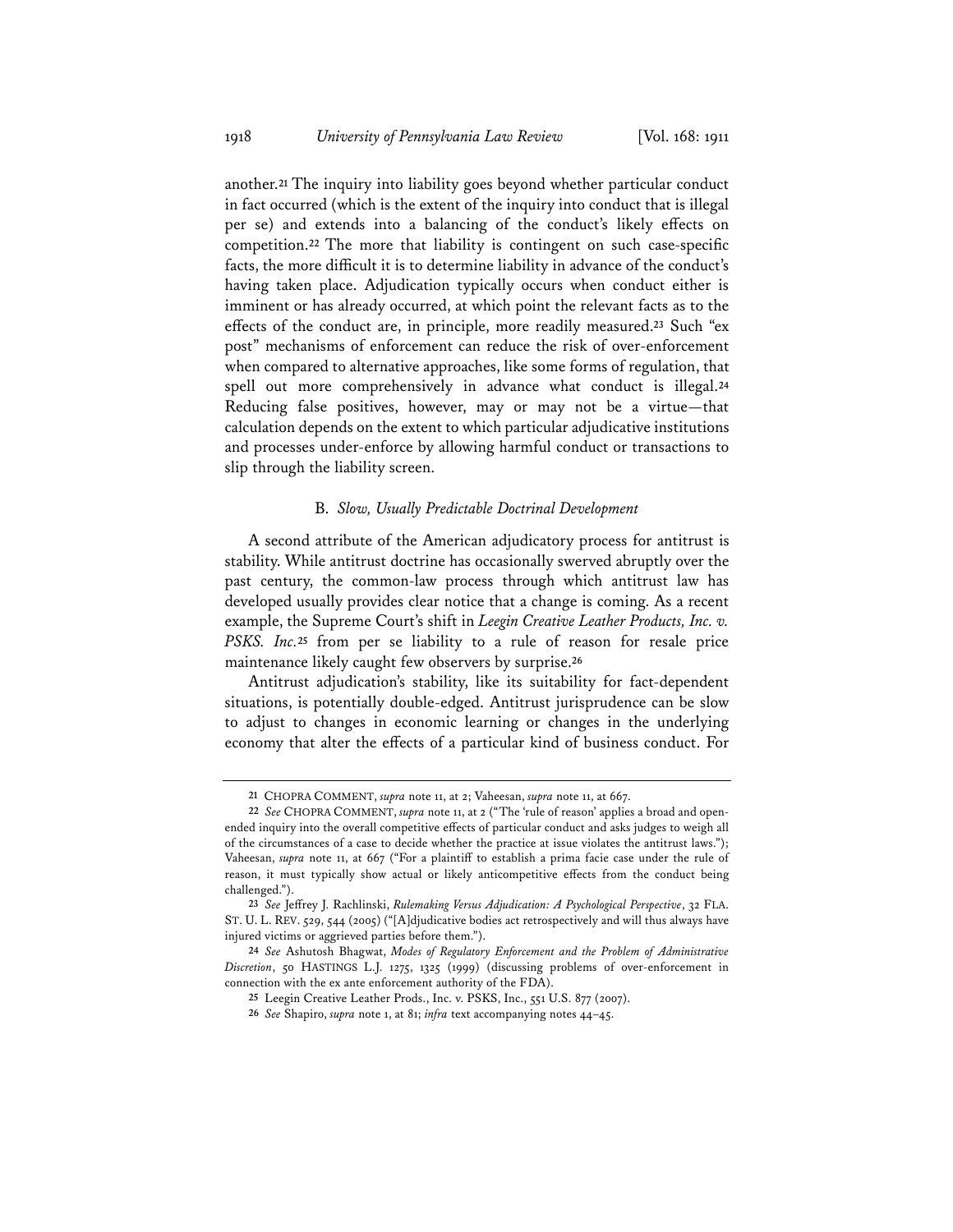another.[21] The inquiry into liability goes beyond whether particular conduct in fact occurred (which is the extent of the inquiry into conduct that is illegal per se) and extends into a balancing of the conduct's likely effects on competition.[22] The more that liability is contingent on such case-specific facts, the more difficult it is to determine liability in advance of the conduct's having taken place. Adjudication typically occurs when conduct either is imminent or has already occurred, at which point the relevant facts as to the effects of the conduct are, in principle, more readily measured.[23] Such "ex post" mechanisms of enforcement can reduce the risk of over-enforcement when compared to alternative approaches, like some forms of regulation, that spell out more comprehensively in advance what conduct is illegal.[24] Reducing false positives, however, may or may not be a virtue—that calculation depends on the extent to which particular adjudicative institutions and processes under-enforce by allowing harmful conduct or transactions to slip through the liability screen.

### B. *Slow, Usually Predictable Doctrinal Development*

A second attribute of the American adjudicatory process for antitrust is stability. While antitrust doctrine has occasionally swerved abruptly over the past century, the common-law process through which antitrust law has developed usually provides clear notice that a change is coming. As a recent example, the Supreme Court's shift in *Leegin Creative Leather Products, Inc. v. PSKS. Inc.*[25] from per se liability to a rule of reason for resale price maintenance likely caught few observers by surprise.[26]

Antitrust adjudication's stability, like its suitability for fact-dependent situations, is potentially double-edged. Antitrust jurisprudence can be slow to adjust to changes in economic learning or changes in the underlying economy that alter the effects of a particular kind of business conduct. For

---

[21] CHOPRA COMMENT, *supra* note 11, at 2; Vaheesan, *supra* note 11, at 667.

[22] *See* CHOPRA COMMENT, *supra* note 11, at 2 ("The 'rule of reason' applies a broad and open-ended inquiry into the overall competitive effects of particular conduct and asks judges to weigh all of the circumstances of a case to decide whether the practice at issue violates the antitrust laws."); Vaheesan, *supra* note 11, at 667 ("For a plaintiff to establish a prima facie case under the rule of reason, it must typically show actual or likely anticompetitive effects from the conduct being challenged.").

[23] *See* Jeffrey J. Rachlinski, *Rulemaking Versus Adjudication: A Psychological Perspective*, 32 FLA. ST. U. L. REV. 529, 544 (2005) ("[A]djudicative bodies act retrospectively and will thus always have injured victims or aggrieved parties before them.").

[24] *See* Ashutosh Bhagwat, *Modes of Regulatory Enforcement and the Problem of Administrative Discretion*, 50 HASTINGS L.J. 1275, 1325 (1999) (discussing problems of over-enforcement in connection with the ex ante enforcement authority of the FDA).

[25] Leegin Creative Leather Prods., Inc. v. PSKS, Inc., 551 U.S. 877 (2007).

[26] *See* Shapiro, *supra* note 1, at 81; *infra* text accompanying notes 44–45.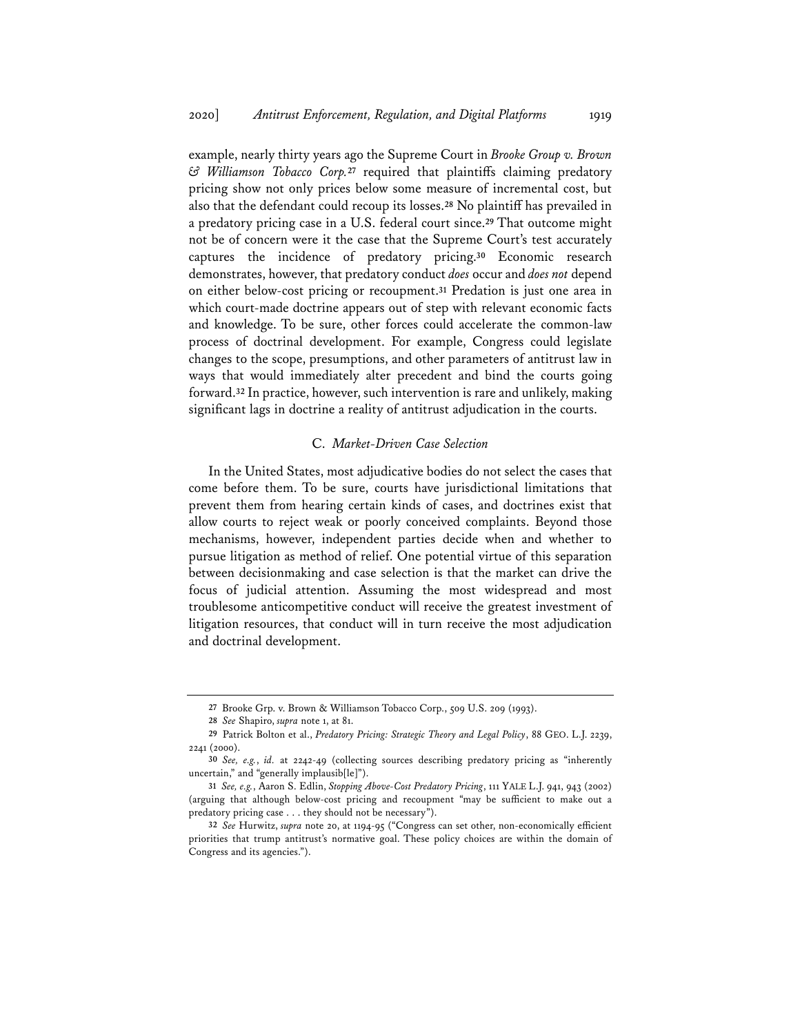example, nearly thirty years ago the Supreme Court in *Brooke Group v. Brown & Williamson Tobacco Corp.*[27] required that plaintiffs claiming predatory pricing show not only prices below some measure of incremental cost, but also that the defendant could recoup its losses.[28] No plaintiff has prevailed in a predatory pricing case in a U.S. federal court since.[29] That outcome might not be of concern were it the case that the Supreme Court's test accurately captures the incidence of predatory pricing.[30] Economic research demonstrates, however, that predatory conduct *does* occur and *does not* depend on either below-cost pricing or recoupment.[31] Predation is just one area in which court-made doctrine appears out of step with relevant economic facts and knowledge. To be sure, other forces could accelerate the common-law process of doctrinal development. For example, Congress could legislate changes to the scope, presumptions, and other parameters of antitrust law in ways that would immediately alter precedent and bind the courts going forward.[32] In practice, however, such intervention is rare and unlikely, making significant lags in doctrine a reality of antitrust adjudication in the courts.

### C. *Market-Driven Case Selection*

In the United States, most adjudicative bodies do not select the cases that come before them. To be sure, courts have jurisdictional limitations that prevent them from hearing certain kinds of cases, and doctrines exist that allow courts to reject weak or poorly conceived complaints. Beyond those mechanisms, however, independent parties decide when and whether to pursue litigation as method of relief. One potential virtue of this separation between decisionmaking and case selection is that the market can drive the focus of judicial attention. Assuming the most widespread and most troublesome anticompetitive conduct will receive the greatest investment of litigation resources, that conduct will in turn receive the most adjudication and doctrinal development.

---

27 Brooke Grp. v. Brown & Williamson Tobacco Corp., 509 U.S. 209 (1993).

28 *See* Shapiro, *supra* note 1, at 81.

29 Patrick Bolton et al., *Predatory Pricing: Strategic Theory and Legal Policy*, 88 GEO. L.J. 2239, 2241 (2000).

30 *See, e.g.*, *id.* at 2242-49 (collecting sources describing predatory pricing as "inherently uncertain," and "generally implausib[le]").

31 *See, e.g.*, Aaron S. Edlin, *Stopping Above-Cost Predatory Pricing*, 111 YALE L.J. 941, 943 (2002) (arguing that although below-cost pricing and recoupment "may be sufficient to make out a predatory pricing case . . . they should not be necessary").

32 *See* Hurwitz, *supra* note 20, at 1194-95 ("Congress can set other, non-economically efficient priorities that trump antitrust's normative goal. These policy choices are within the domain of Congress and its agencies.").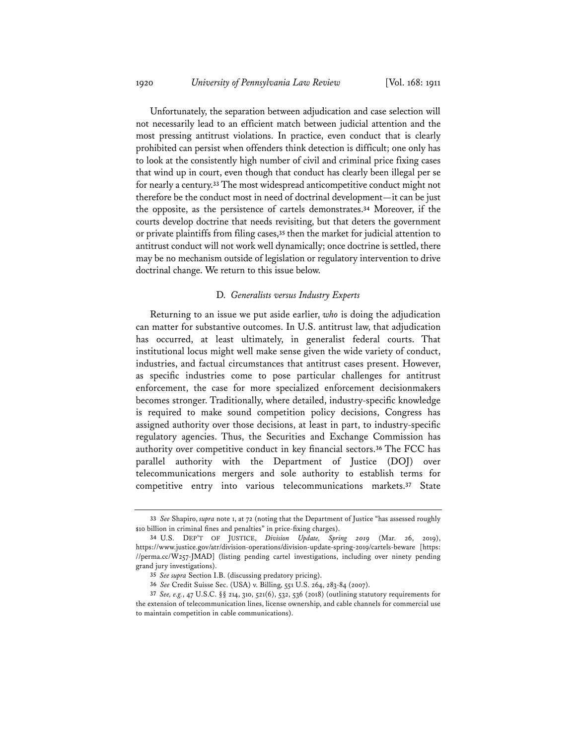Unfortunately, the separation between adjudication and case selection will not necessarily lead to an efficient match between judicial attention and the most pressing antitrust violations. In practice, even conduct that is clearly prohibited can persist when offenders think detection is difficult; one only has to look at the consistently high number of civil and criminal price fixing cases that wind up in court, even though that conduct has clearly been illegal per se for nearly a century.[33] The most widespread anticompetitive conduct might not therefore be the conduct most in need of doctrinal development—it can be just the opposite, as the persistence of cartels demonstrates.[34] Moreover, if the courts develop doctrine that needs revisiting, but that deters the government or private plaintiffs from filing cases,[35] then the market for judicial attention to antitrust conduct will not work well dynamically; once doctrine is settled, there may be no mechanism outside of legislation or regulatory intervention to drive doctrinal change. We return to this issue below.

### D. *Generalists versus Industry Experts*

Returning to an issue we put aside earlier, *who* is doing the adjudication can matter for substantive outcomes. In U.S. antitrust law, that adjudication has occurred, at least ultimately, in generalist federal courts. That institutional locus might well make sense given the wide variety of conduct, industries, and factual circumstances that antitrust cases present. However, as specific industries come to pose particular challenges for antitrust enforcement, the case for more specialized enforcement decisionmakers becomes stronger. Traditionally, where detailed, industry-specific knowledge is required to make sound competition policy decisions, Congress has assigned authority over those decisions, at least in part, to industry-specific regulatory agencies. Thus, the Securities and Exchange Commission has authority over competitive conduct in key financial sectors.[36] The FCC has parallel authority with the Department of Justice (DOJ) over telecommunications mergers and sole authority to establish terms for competitive entry into various telecommunications markets.[37] State

---

33 *See* Shapiro, *supra* note 1, at 72 (noting that the Department of Justice "has assessed roughly $10 billion in criminal fines and penalties" in price-fixing charges).

34 U.S. DEP'T OF JUSTICE, *Division Update, Spring 2019* (Mar. 26, 2019), https://www.justice.gov/atr/division-operations/division-update-spring-2019/cartels-beware [https://perma.cc/W257-JMAD] (listing pending cartel investigations, including over ninety pending grand jury investigations).

35 *See supra* Section I.B. (discussing predatory pricing).

36 *See* Credit Suisse Sec. (USA) v. Billing, 551 U.S. 264, 283-84 (2007).

37 *See, e.g.*, 47 U.S.C. §§ 214, 310, 521(6), 532, 536 (2018) (outlining statutory requirements for the extension of telecommunication lines, license ownership, and cable channels for commercial use to maintain competition in cable communications).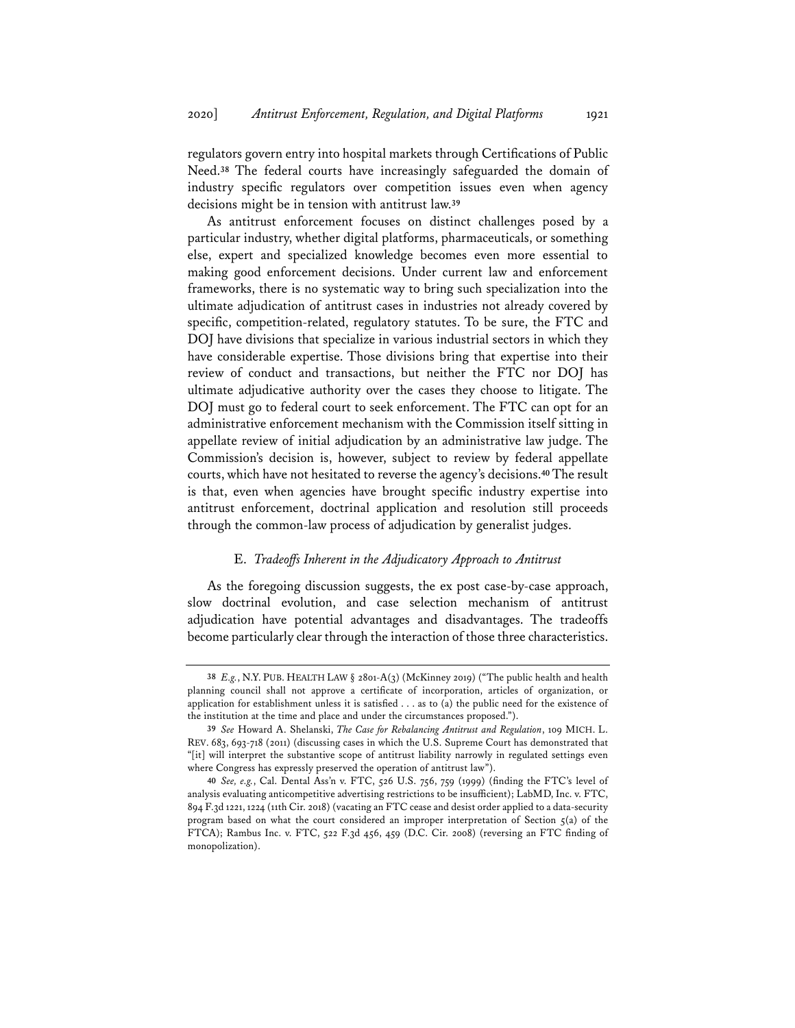regulators govern entry into hospital markets through Certifications of Public Need.[38] The federal courts have increasingly safeguarded the domain of industry specific regulators over competition issues even when agency decisions might be in tension with antitrust law.[39]

As antitrust enforcement focuses on distinct challenges posed by a particular industry, whether digital platforms, pharmaceuticals, or something else, expert and specialized knowledge becomes even more essential to making good enforcement decisions. Under current law and enforcement frameworks, there is no systematic way to bring such specialization into the ultimate adjudication of antitrust cases in industries not already covered by specific, competition-related, regulatory statutes. To be sure, the FTC and DOJ have divisions that specialize in various industrial sectors in which they have considerable expertise. Those divisions bring that expertise into their review of conduct and transactions, but neither the FTC nor DOJ has ultimate adjudicative authority over the cases they choose to litigate. The DOJ must go to federal court to seek enforcement. The FTC can opt for an administrative enforcement mechanism with the Commission itself sitting in appellate review of initial adjudication by an administrative law judge. The Commission's decision is, however, subject to review by federal appellate courts, which have not hesitated to reverse the agency's decisions.[40] The result is that, even when agencies have brought specific industry expertise into antitrust enforcement, doctrinal application and resolution still proceeds through the common-law process of adjudication by generalist judges.

### E. *Tradeoffs Inherent in the Adjudicatory Approach to Antitrust*

As the foregoing discussion suggests, the ex post case-by-case approach, slow doctrinal evolution, and case selection mechanism of antitrust adjudication have potential advantages and disadvantages. The tradeoffs become particularly clear through the interaction of those three characteristics.

---

38 *E.g.*, N.Y. PUB. HEALTH LAW § 2801-A(3) (McKinney 2019) ("The public health and health planning council shall not approve a certificate of incorporation, articles of organization, or application for establishment unless it is satisfied . . . as to (a) the public need for the existence of the institution at the time and place and under the circumstances proposed.").

39 *See* Howard A. Shelanski, *The Case for Rebalancing Antitrust and Regulation*, 109 MICH. L. REV. 683, 693-718 (2011) (discussing cases in which the U.S. Supreme Court has demonstrated that "[it] will interpret the substantive scope of antitrust liability narrowly in regulated settings even where Congress has expressly preserved the operation of antitrust law").

40 *See, e.g.*, Cal. Dental Ass'n v. FTC, 526 U.S. 756, 759 (1999) (finding the FTC's level of analysis evaluating anticompetitive advertising restrictions to be insufficient); LabMD, Inc. v. FTC, 894 F.3d 1221, 1224 (11th Cir. 2018) (vacating an FTC cease and desist order applied to a data-security program based on what the court considered an improper interpretation of Section 5(a) of the FTCA); Rambus Inc. v. FTC, 522 F.3d 456, 459 (D.C. Cir. 2008) (reversing an FTC finding of monopolization).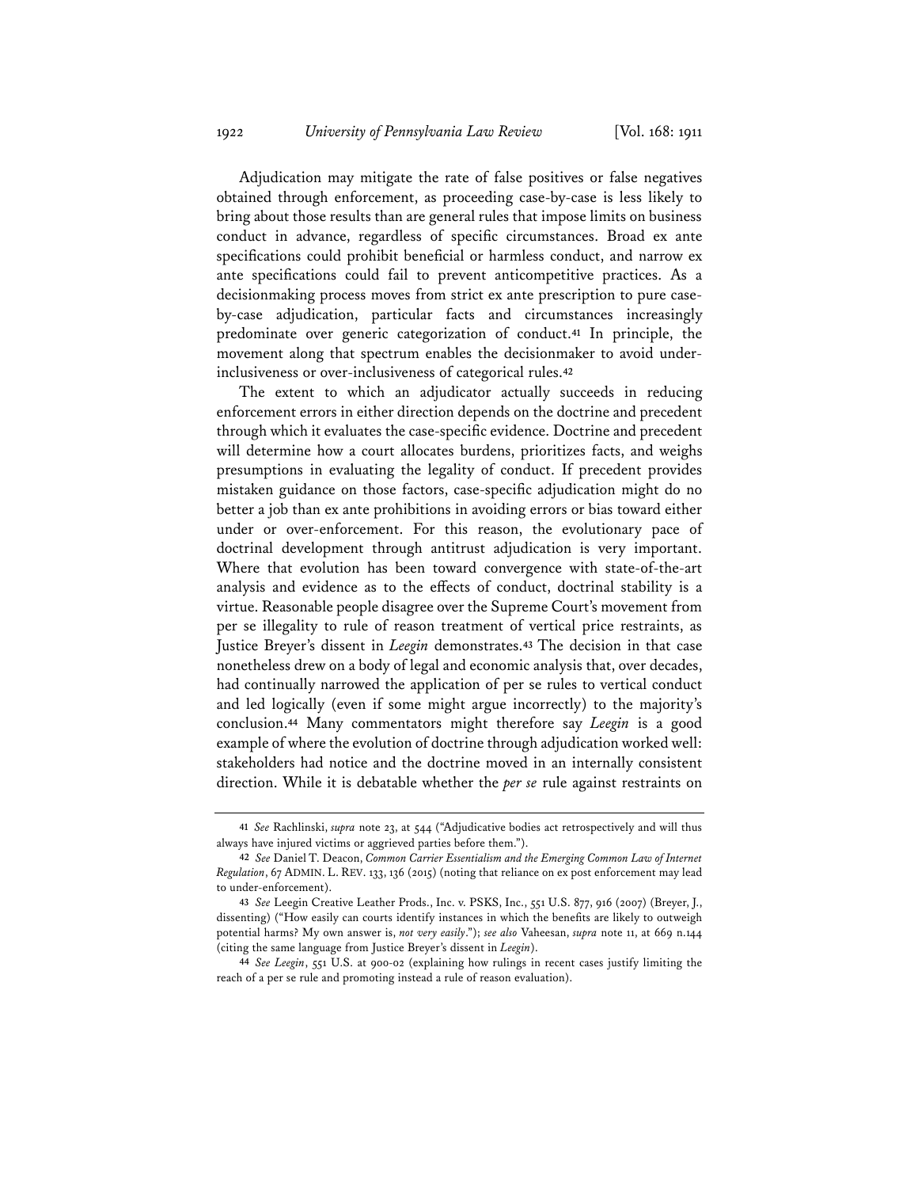Adjudication may mitigate the rate of false positives or false negatives obtained through enforcement, as proceeding case-by-case is less likely to bring about those results than are general rules that impose limits on business conduct in advance, regardless of specific circumstances. Broad ex ante specifications could prohibit beneficial or harmless conduct, and narrow ex ante specifications could fail to prevent anticompetitive practices. As a decisionmaking process moves from strict ex ante prescription to pure case-by-case adjudication, particular facts and circumstances increasingly predominate over generic categorization of conduct.[41] In principle, the movement along that spectrum enables the decisionmaker to avoid under-inclusiveness or over-inclusiveness of categorical rules.[42]

The extent to which an adjudicator actually succeeds in reducing enforcement errors in either direction depends on the doctrine and precedent through which it evaluates the case-specific evidence. Doctrine and precedent will determine how a court allocates burdens, prioritizes facts, and weighs presumptions in evaluating the legality of conduct. If precedent provides mistaken guidance on those factors, case-specific adjudication might do no better a job than ex ante prohibitions in avoiding errors or bias toward either under or over-enforcement. For this reason, the evolutionary pace of doctrinal development through antitrust adjudication is very important. Where that evolution has been toward convergence with state-of-the-art analysis and evidence as to the effects of conduct, doctrinal stability is a virtue. Reasonable people disagree over the Supreme Court's movement from per se illegality to rule of reason treatment of vertical price restraints, as Justice Breyer's dissent in *Leegin* demonstrates.[43] The decision in that case nonetheless drew on a body of legal and economic analysis that, over decades, had continually narrowed the application of per se rules to vertical conduct and led logically (even if some might argue incorrectly) to the majority's conclusion.[44] Many commentators might therefore say *Leegin* is a good example of where the evolution of doctrine through adjudication worked well: stakeholders had notice and the doctrine moved in an internally consistent direction. While it is debatable whether the *per se* rule against restraints on

---

41 *See* Rachlinski, *supra* note 23, at 544 ("Adjudicative bodies act retrospectively and will thus always have injured victims or aggrieved parties before them.").

42 *See* Daniel T. Deacon, *Common Carrier Essentialism and the Emerging Common Law of Internet Regulation*, 67 ADMIN. L. REV. 133, 136 (2015) (noting that reliance on ex post enforcement may lead to under-enforcement).

43 *See* Leegin Creative Leather Prods., Inc. v. PSKS, Inc., 551 U.S. 877, 916 (2007) (Breyer, J., dissenting) ("How easily can courts identify instances in which the benefits are likely to outweigh potential harms? My own answer is, *not very easily*."); *see also* Vaheesan, *supra* note 11, at 669 n.144 (citing the same language from Justice Breyer's dissent in *Leegin*).

44 *See Leegin*, 551 U.S. at 900-02 (explaining how rulings in recent cases justify limiting the reach of a per se rule and promoting instead a rule of reason evaluation).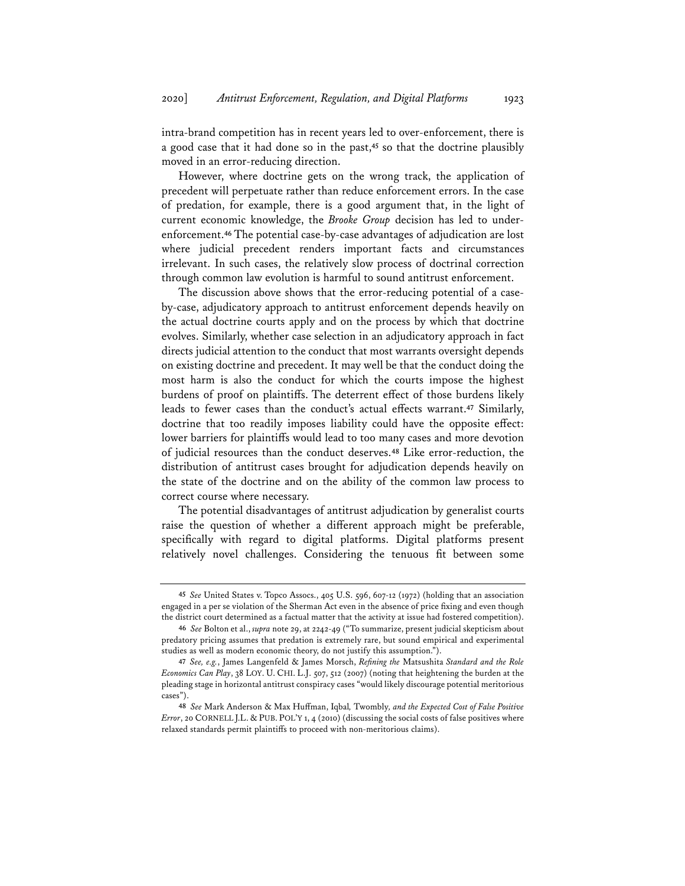intra-brand competition has in recent years led to over-enforcement, there is a good case that it had done so in the past,[45] so that the doctrine plausibly moved in an error-reducing direction.

However, where doctrine gets on the wrong track, the application of precedent will perpetuate rather than reduce enforcement errors. In the case of predation, for example, there is a good argument that, in the light of current economic knowledge, the *Brooke Group* decision has led to under-enforcement.[46] The potential case-by-case advantages of adjudication are lost where judicial precedent renders important facts and circumstances irrelevant. In such cases, the relatively slow process of doctrinal correction through common law evolution is harmful to sound antitrust enforcement.

The discussion above shows that the error-reducing potential of a case-by-case, adjudicatory approach to antitrust enforcement depends heavily on the actual doctrine courts apply and on the process by which that doctrine evolves. Similarly, whether case selection in an adjudicatory approach in fact directs judicial attention to the conduct that most warrants oversight depends on existing doctrine and precedent. It may well be that the conduct doing the most harm is also the conduct for which the courts impose the highest burdens of proof on plaintiffs. The deterrent effect of those burdens likely leads to fewer cases than the conduct's actual effects warrant.[47] Similarly, doctrine that too readily imposes liability could have the opposite effect: lower barriers for plaintiffs would lead to too many cases and more devotion of judicial resources than the conduct deserves.[48] Like error-reduction, the distribution of antitrust cases brought for adjudication depends heavily on the state of the doctrine and on the ability of the common law process to correct course where necessary.

The potential disadvantages of antitrust adjudication by generalist courts raise the question of whether a different approach might be preferable, specifically with regard to digital platforms. Digital platforms present relatively novel challenges. Considering the tenuous fit between some

---

[45] *See* United States v. Topco Assocs., 405 U.S. 596, 607-12 (1972) (holding that an association engaged in a per se violation of the Sherman Act even in the absence of price fixing and even though the district court determined as a factual matter that the activity at issue had fostered competition).

[46] *See* Bolton et al., *supra* note 29, at 2242-49 ("To summarize, present judicial skepticism about predatory pricing assumes that predation is extremely rare, but sound empirical and experimental studies as well as modern economic theory, do not justify this assumption.").

[47] *See, e.g.*, James Langenfeld & James Morsch, *Refining the* Matsushita *Standard and the Role Economics Can Play*, 38 LOY. U. CHI. L.J. 507, 512 (2007) (noting that heightening the burden at the pleading stage in horizontal antitrust conspiracy cases "would likely discourage potential meritorious cases").

[48] *See* Mark Anderson & Max Huffman, Iqbal*,* Twombly*, and the Expected Cost of False Positive Error*, 20 CORNELL J.L. & PUB. POL'Y 1, 4 (2010) (discussing the social costs of false positives where relaxed standards permit plaintiffs to proceed with non-meritorious claims).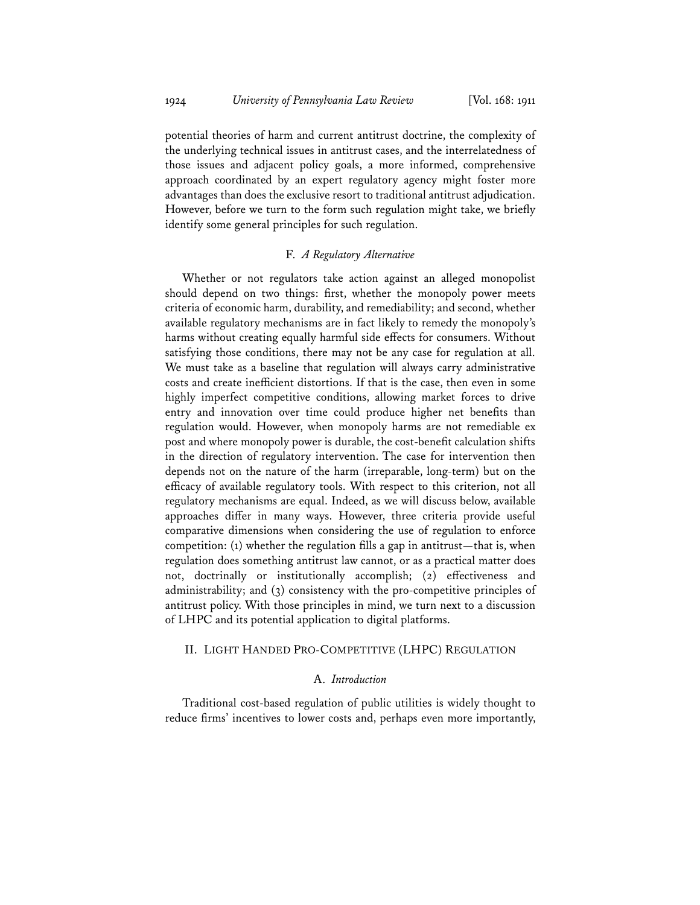potential theories of harm and current antitrust doctrine, the complexity of the underlying technical issues in antitrust cases, and the interrelatedness of those issues and adjacent policy goals, a more informed, comprehensive approach coordinated by an expert regulatory agency might foster more advantages than does the exclusive resort to traditional antitrust adjudication. However, before we turn to the form such regulation might take, we briefly identify some general principles for such regulation.

### F. *A Regulatory Alternative*

Whether or not regulators take action against an alleged monopolist should depend on two things: first, whether the monopoly power meets criteria of economic harm, durability, and remediability; and second, whether available regulatory mechanisms are in fact likely to remedy the monopoly's harms without creating equally harmful side effects for consumers. Without satisfying those conditions, there may not be any case for regulation at all. We must take as a baseline that regulation will always carry administrative costs and create inefficient distortions. If that is the case, then even in some highly imperfect competitive conditions, allowing market forces to drive entry and innovation over time could produce higher net benefits than regulation would. However, when monopoly harms are not remediable ex post and where monopoly power is durable, the cost-benefit calculation shifts in the direction of regulatory intervention. The case for intervention then depends not on the nature of the harm (irreparable, long-term) but on the efficacy of available regulatory tools. With respect to this criterion, not all regulatory mechanisms are equal. Indeed, as we will discuss below, available approaches differ in many ways. However, three criteria provide useful comparative dimensions when considering the use of regulation to enforce competition: (1) whether the regulation fills a gap in antitrust—that is, when regulation does something antitrust law cannot, or as a practical matter does not, doctrinally or institutionally accomplish; (2) effectiveness and administrability; and (3) consistency with the pro-competitive principles of antitrust policy. With those principles in mind, we turn next to a discussion of LHPC and its potential application to digital platforms.

## II. LIGHT HANDED PRO-COMPETITIVE (LHPC) REGULATION

### A. *Introduction*

Traditional cost-based regulation of public utilities is widely thought to reduce firms' incentives to lower costs and, perhaps even more importantly,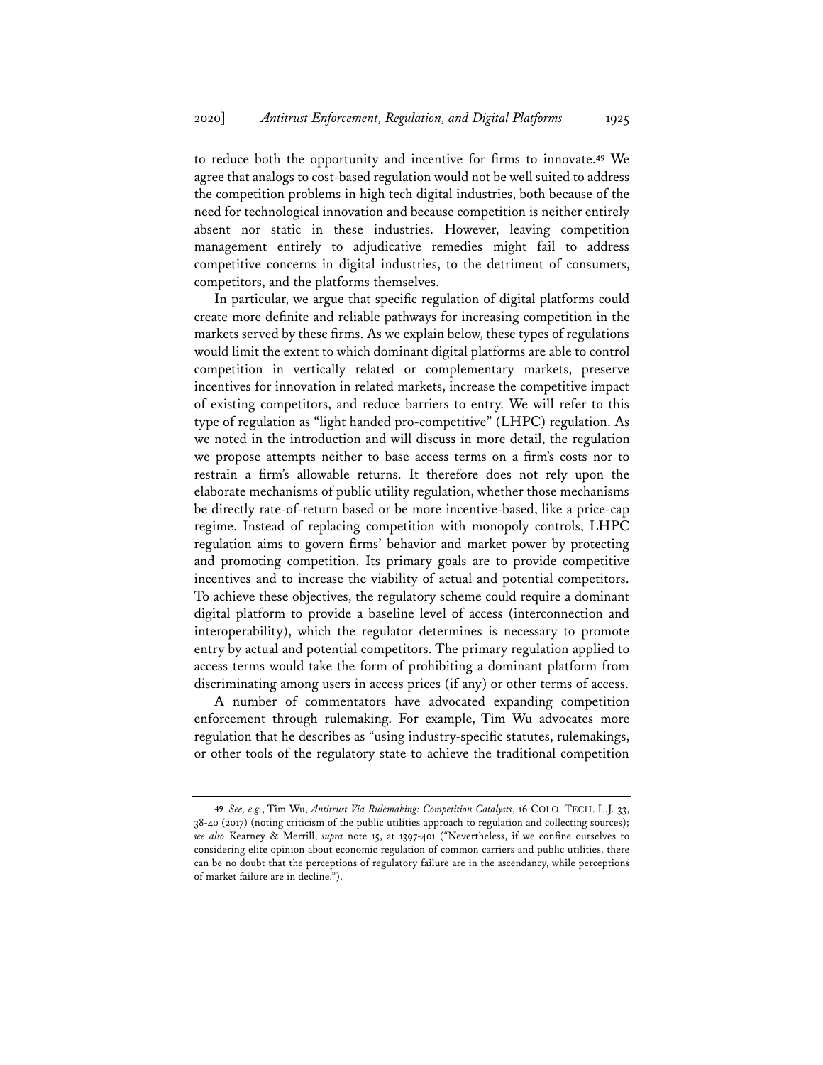to reduce both the opportunity and incentive for firms to innovate.[49] We agree that analogs to cost-based regulation would not be well suited to address the competition problems in high tech digital industries, both because of the need for technological innovation and because competition is neither entirely absent nor static in these industries. However, leaving competition management entirely to adjudicative remedies might fail to address competitive concerns in digital industries, to the detriment of consumers, competitors, and the platforms themselves.

In particular, we argue that specific regulation of digital platforms could create more definite and reliable pathways for increasing competition in the markets served by these firms. As we explain below, these types of regulations would limit the extent to which dominant digital platforms are able to control competition in vertically related or complementary markets, preserve incentives for innovation in related markets, increase the competitive impact of existing competitors, and reduce barriers to entry. We will refer to this type of regulation as "light handed pro-competitive" (LHPC) regulation. As we noted in the introduction and will discuss in more detail, the regulation we propose attempts neither to base access terms on a firm's costs nor to restrain a firm's allowable returns. It therefore does not rely upon the elaborate mechanisms of public utility regulation, whether those mechanisms be directly rate-of-return based or be more incentive-based, like a price-cap regime. Instead of replacing competition with monopoly controls, LHPC regulation aims to govern firms' behavior and market power by protecting and promoting competition. Its primary goals are to provide competitive incentives and to increase the viability of actual and potential competitors. To achieve these objectives, the regulatory scheme could require a dominant digital platform to provide a baseline level of access (interconnection and interoperability), which the regulator determines is necessary to promote entry by actual and potential competitors. The primary regulation applied to access terms would take the form of prohibiting a dominant platform from discriminating among users in access prices (if any) or other terms of access.

A number of commentators have advocated expanding competition enforcement through rulemaking. For example, Tim Wu advocates more regulation that he describes as "using industry-specific statutes, rulemakings, or other tools of the regulatory state to achieve the traditional competition

---

[49] *See, e.g.*, Tim Wu, *Antitrust Via Rulemaking: Competition Catalysts*, 16 COLO. TECH. L.J. 33, 38-40 (2017) (noting criticism of the public utilities approach to regulation and collecting sources); *see also* Kearney & Merrill, *supra* note 15, at 1397-401 ("Nevertheless, if we confine ourselves to considering elite opinion about economic regulation of common carriers and public utilities, there can be no doubt that the perceptions of regulatory failure are in the ascendancy, while perceptions of market failure are in decline.").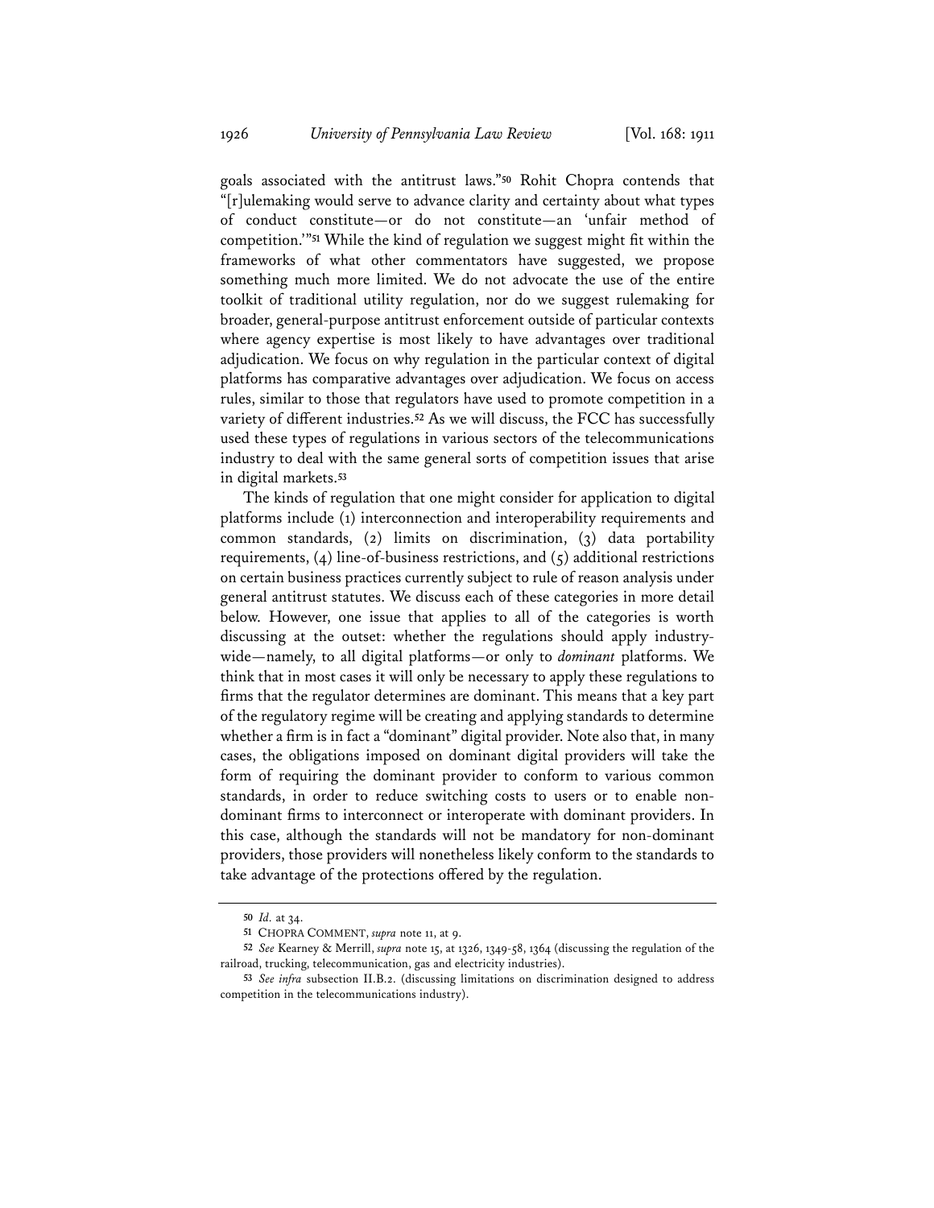goals associated with the antitrust laws."[50] Rohit Chopra contends that "[r]ulemaking would serve to advance clarity and certainty about what types of conduct constitute—or do not constitute—an 'unfair method of competition.'"[51] While the kind of regulation we suggest might fit within the frameworks of what other commentators have suggested, we propose something much more limited. We do not advocate the use of the entire toolkit of traditional utility regulation, nor do we suggest rulemaking for broader, general-purpose antitrust enforcement outside of particular contexts where agency expertise is most likely to have advantages over traditional adjudication. We focus on why regulation in the particular context of digital platforms has comparative advantages over adjudication. We focus on access rules, similar to those that regulators have used to promote competition in a variety of different industries.[52] As we will discuss, the FCC has successfully used these types of regulations in various sectors of the telecommunications industry to deal with the same general sorts of competition issues that arise in digital markets.[53]

The kinds of regulation that one might consider for application to digital platforms include (1) interconnection and interoperability requirements and common standards, (2) limits on discrimination, (3) data portability requirements, (4) line-of-business restrictions, and (5) additional restrictions on certain business practices currently subject to rule of reason analysis under general antitrust statutes. We discuss each of these categories in more detail below. However, one issue that applies to all of the categories is worth discussing at the outset: whether the regulations should apply industry-wide—namely, to all digital platforms—or only to *dominant* platforms. We think that in most cases it will only be necessary to apply these regulations to firms that the regulator determines are dominant. This means that a key part of the regulatory regime will be creating and applying standards to determine whether a firm is in fact a "dominant" digital provider. Note also that, in many cases, the obligations imposed on dominant digital providers will take the form of requiring the dominant provider to conform to various common standards, in order to reduce switching costs to users or to enable non-dominant firms to interconnect or interoperate with dominant providers. In this case, although the standards will not be mandatory for non-dominant providers, those providers will nonetheless likely conform to the standards to take advantage of the protections offered by the regulation.

---

[50] *Id.* at 34.

[51] CHOPRA COMMENT, *supra* note 11, at 9.

[52] *See* Kearney & Merrill, *supra* note 15, at 1326, 1349-58, 1364 (discussing the regulation of the railroad, trucking, telecommunication, gas and electricity industries).

[53] *See infra* subsection II.B.2. (discussing limitations on discrimination designed to address competition in the telecommunications industry).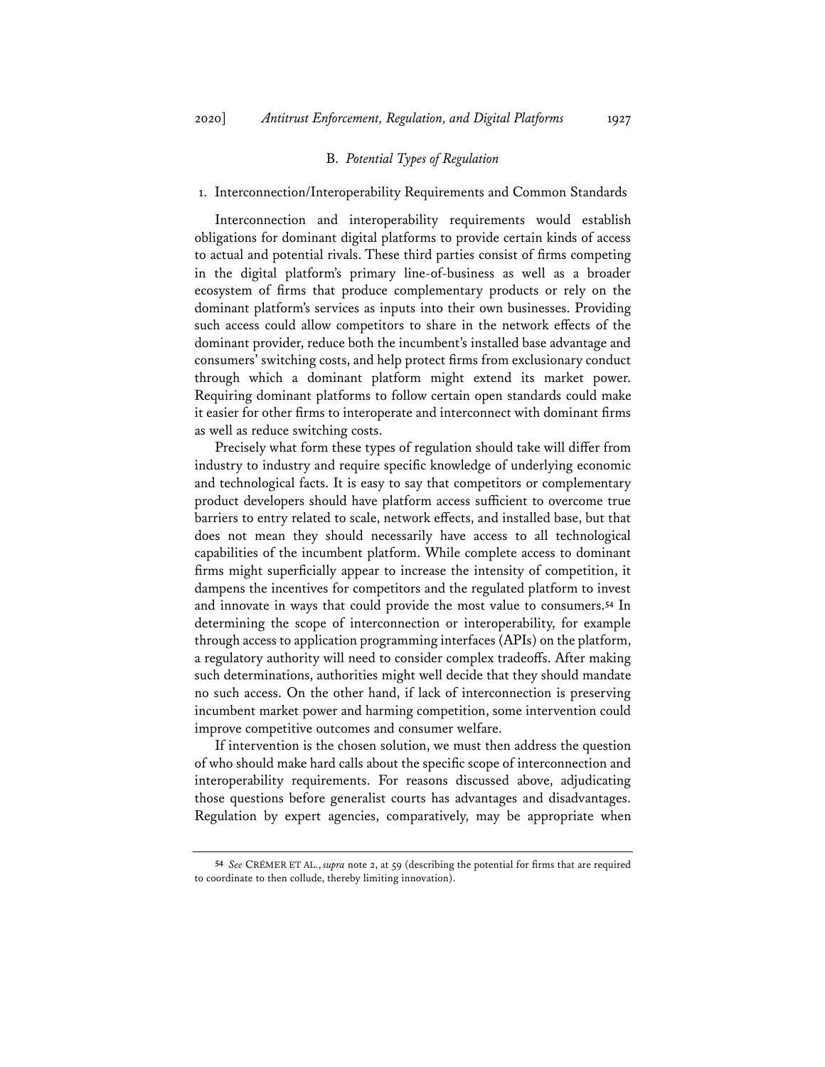### B. *Potential Types of Regulation*

#### 1. Interconnection/Interoperability Requirements and Common Standards

Interconnection and interoperability requirements would establish obligations for dominant digital platforms to provide certain kinds of access to actual and potential rivals. These third parties consist of firms competing in the digital platform's primary line-of-business as well as a broader ecosystem of firms that produce complementary products or rely on the dominant platform's services as inputs into their own businesses. Providing such access could allow competitors to share in the network effects of the dominant provider, reduce both the incumbent's installed base advantage and consumers' switching costs, and help protect firms from exclusionary conduct through which a dominant platform might extend its market power. Requiring dominant platforms to follow certain open standards could make it easier for other firms to interoperate and interconnect with dominant firms as well as reduce switching costs.

Precisely what form these types of regulation should take will differ from industry to industry and require specific knowledge of underlying economic and technological facts. It is easy to say that competitors or complementary product developers should have platform access sufficient to overcome true barriers to entry related to scale, network effects, and installed base, but that does not mean they should necessarily have access to all technological capabilities of the incumbent platform. While complete access to dominant firms might superficially appear to increase the intensity of competition, it dampens the incentives for competitors and the regulated platform to invest and innovate in ways that could provide the most value to consumers.[54] In determining the scope of interconnection or interoperability, for example through access to application programming interfaces (APIs) on the platform, a regulatory authority will need to consider complex tradeoffs. After making such determinations, authorities might well decide that they should mandate no such access. On the other hand, if lack of interconnection is preserving incumbent market power and harming competition, some intervention could improve competitive outcomes and consumer welfare.

If intervention is the chosen solution, we must then address the question of who should make hard calls about the specific scope of interconnection and interoperability requirements. For reasons discussed above, adjudicating those questions before generalist courts has advantages and disadvantages. Regulation by expert agencies, comparatively, may be appropriate when

---

[54] *See* CRÉMER ET AL., *supra* note 2, at 59 (describing the potential for firms that are required to coordinate to then collude, thereby limiting innovation).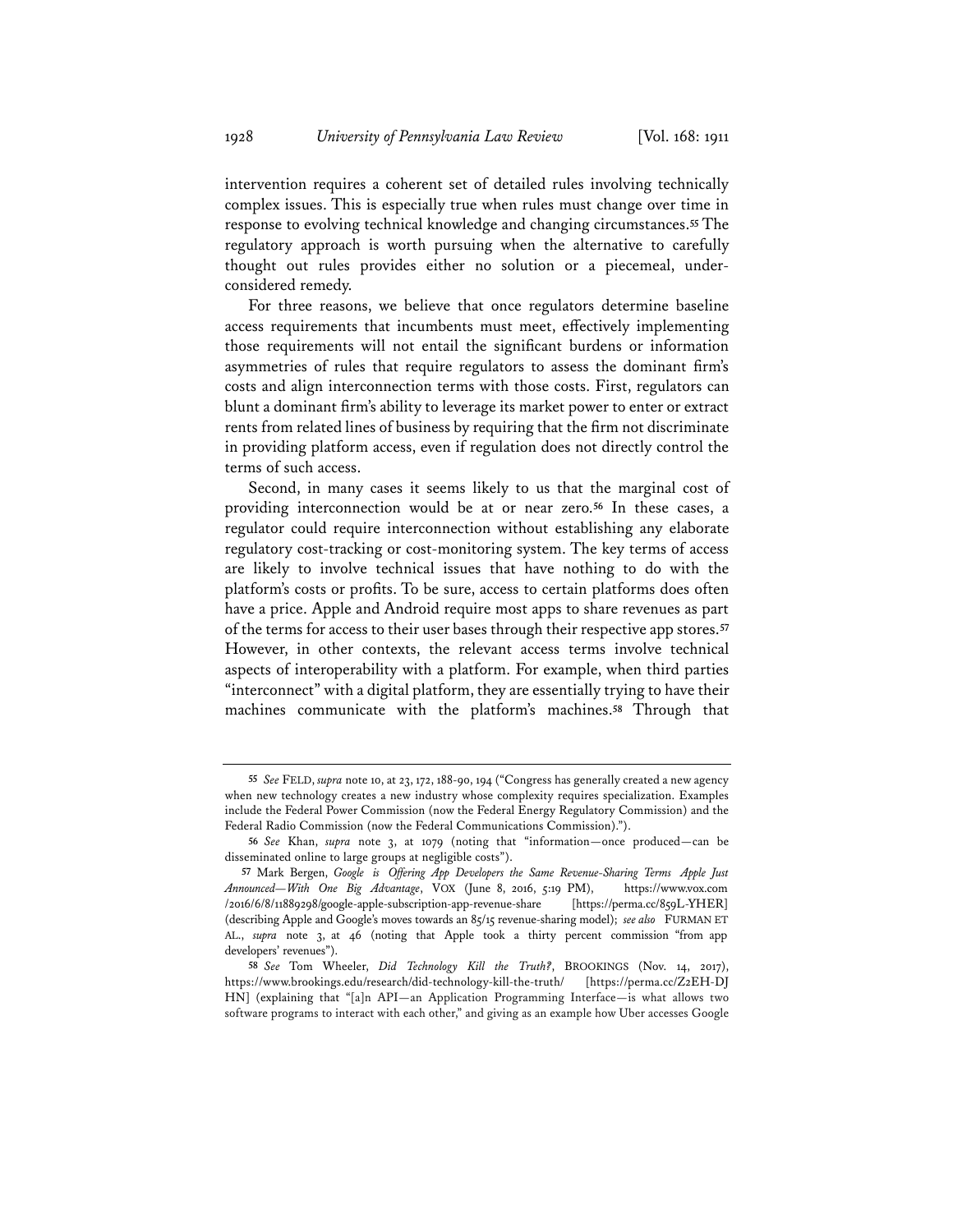intervention requires a coherent set of detailed rules involving technically complex issues. This is especially true when rules must change over time in response to evolving technical knowledge and changing circumstances.[55] The regulatory approach is worth pursuing when the alternative to carefully thought out rules provides either no solution or a piecemeal, under-considered remedy.

For three reasons, we believe that once regulators determine baseline access requirements that incumbents must meet, effectively implementing those requirements will not entail the significant burdens or information asymmetries of rules that require regulators to assess the dominant firm's costs and align interconnection terms with those costs. First, regulators can blunt a dominant firm's ability to leverage its market power to enter or extract rents from related lines of business by requiring that the firm not discriminate in providing platform access, even if regulation does not directly control the terms of such access.

Second, in many cases it seems likely to us that the marginal cost of providing interconnection would be at or near zero.[56] In these cases, a regulator could require interconnection without establishing any elaborate regulatory cost-tracking or cost-monitoring system. The key terms of access are likely to involve technical issues that have nothing to do with the platform's costs or profits. To be sure, access to certain platforms does often have a price. Apple and Android require most apps to share revenues as part of the terms for access to their user bases through their respective app stores.[57] However, in other contexts, the relevant access terms involve technical aspects of interoperability with a platform. For example, when third parties "interconnect" with a digital platform, they are essentially trying to have their machines communicate with the platform's machines.[58] Through that

---

[55] *See* FELD, *supra* note 10, at 23, 172, 188-90, 194 ("Congress has generally created a new agency when new technology creates a new industry whose complexity requires specialization. Examples include the Federal Power Commission (now the Federal Energy Regulatory Commission) and the Federal Radio Commission (now the Federal Communications Commission).").

[56] *See* Khan, *supra* note 3, at 1079 (noting that "information—once produced—can be disseminated online to large groups at negligible costs").

[57] Mark Bergen, *Google is Offering App Developers the Same Revenue-Sharing Terms Apple Just Announced—With One Big Advantage*, VOX (June 8, 2016, 5:19 PM), https://www.vox.com/2016/6/8/11889298/google-apple-subscription-app-revenue-share [https://perma.cc/859L-YHER] (describing Apple and Google's moves towards an 85/15 revenue-sharing model); *see also* FURMAN ET AL., *supra* note 3, at 46 (noting that Apple took a thirty percent commission "from app developers' revenues").

[58] *See* Tom Wheeler, *Did Technology Kill the Truth?*, BROOKINGS (Nov. 14, 2017), https://www.brookings.edu/research/did-technology-kill-the-truth/ [https://perma.cc/Z2EH-DJHN] (explaining that "[a]n API—an Application Programming Interface—is what allows two software programs to interact with each other," and giving as an example how Uber accesses Google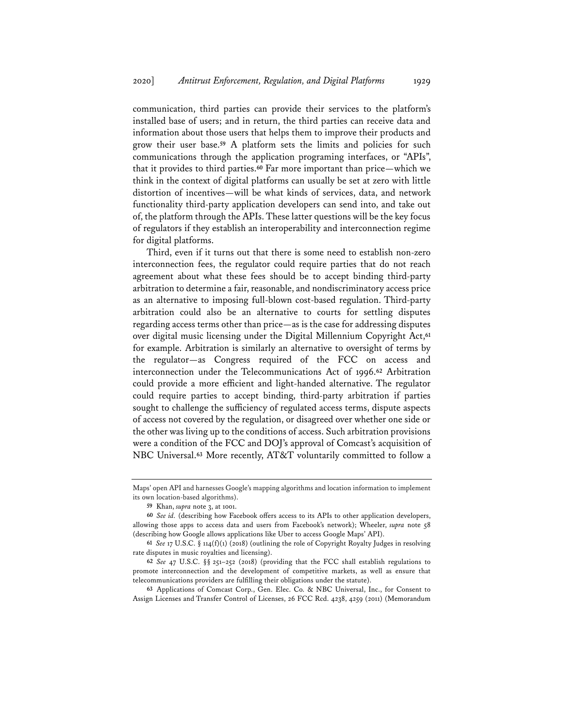communication, third parties can provide their services to the platform's installed base of users; and in return, the third parties can receive data and information about those users that helps them to improve their products and grow their user base.[59] A platform sets the limits and policies for such communications through the application programing interfaces, or "APIs", that it provides to third parties.[60] Far more important than price—which we think in the context of digital platforms can usually be set at zero with little distortion of incentives—will be what kinds of services, data, and network functionality third-party application developers can send into, and take out of, the platform through the APIs. These latter questions will be the key focus of regulators if they establish an interoperability and interconnection regime for digital platforms.

Third, even if it turns out that there is some need to establish non-zero interconnection fees, the regulator could require parties that do not reach agreement about what these fees should be to accept binding third-party arbitration to determine a fair, reasonable, and nondiscriminatory access price as an alternative to imposing full-blown cost-based regulation. Third-party arbitration could also be an alternative to courts for settling disputes regarding access terms other than price—as is the case for addressing disputes over digital music licensing under the Digital Millennium Copyright Act,[61] for example. Arbitration is similarly an alternative to oversight of terms by the regulator—as Congress required of the FCC on access and interconnection under the Telecommunications Act of 1996.[62] Arbitration could provide a more efficient and light-handed alternative. The regulator could require parties to accept binding, third-party arbitration if parties sought to challenge the sufficiency of regulated access terms, dispute aspects of access not covered by the regulation, or disagreed over whether one side or the other was living up to the conditions of access. Such arbitration provisions were a condition of the FCC and DOJ's approval of Comcast's acquisition of NBC Universal.[63] More recently, AT&T voluntarily committed to follow a

---

Maps' open API and harnesses Google's mapping algorithms and location information to implement its own location-based algorithms).

[59] Khan, *supra* note 3, at 1001.

[60] *See id.* (describing how Facebook offers access to its APIs to other application developers, allowing those apps to access data and users from Facebook's network); Wheeler, *supra* note 58 (describing how Google allows applications like Uber to access Google Maps' API).

[61] *See* 17 U.S.C. § 114(f)(1) (2018) (outlining the role of Copyright Royalty Judges in resolving rate disputes in music royalties and licensing).

[62] *See* 47 U.S.C. §§ 251–252 (2018) (providing that the FCC shall establish regulations to promote interconnection and the development of competitive markets, as well as ensure that telecommunications providers are fulfilling their obligations under the statute).

[63] Applications of Comcast Corp., Gen. Elec. Co. & NBC Universal, Inc., for Consent to Assign Licenses and Transfer Control of Licenses, 26 FCC Rcd. 4238, 4259 (2011) (Memorandum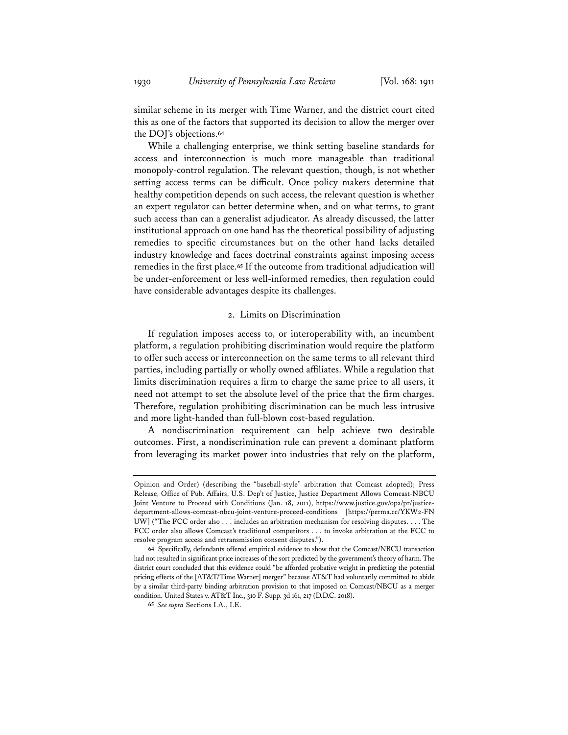similar scheme in its merger with Time Warner, and the district court cited this as one of the factors that supported its decision to allow the merger over the DOJ's objections.[64]

While a challenging enterprise, we think setting baseline standards for access and interconnection is much more manageable than traditional monopoly-control regulation. The relevant question, though, is not whether setting access terms can be difficult. Once policy makers determine that healthy competition depends on such access, the relevant question is whether an expert regulator can better determine when, and on what terms, to grant such access than can a generalist adjudicator. As already discussed, the latter institutional approach on one hand has the theoretical possibility of adjusting remedies to specific circumstances but on the other hand lacks detailed industry knowledge and faces doctrinal constraints against imposing access remedies in the first place.[65] If the outcome from traditional adjudication will be under-enforcement or less well-informed remedies, then regulation could have considerable advantages despite its challenges.

### 2. Limits on Discrimination

If regulation imposes access to, or interoperability with, an incumbent platform, a regulation prohibiting discrimination would require the platform to offer such access or interconnection on the same terms to all relevant third parties, including partially or wholly owned affiliates. While a regulation that limits discrimination requires a firm to charge the same price to all users, it need not attempt to set the absolute level of the price that the firm charges. Therefore, regulation prohibiting discrimination can be much less intrusive and more light-handed than full-blown cost-based regulation.

A nondiscrimination requirement can help achieve two desirable outcomes. First, a nondiscrimination rule can prevent a dominant platform from leveraging its market power into industries that rely on the platform,

---

Opinion and Order) (describing the "baseball-style" arbitration that Comcast adopted); Press Release, Office of Pub. Affairs, U.S. Dep't of Justice, Justice Department Allows Comcast-NBCU Joint Venture to Proceed with Conditions (Jan. 18, 2011), https://www.justice.gov/opa/pr/justice-department-allows-comcast-nbcu-joint-venture-proceed-conditions [https://perma.cc/YKW2-FNUW] ("The FCC order also . . . includes an arbitration mechanism for resolving disputes. . . . The FCC order also allows Comcast's traditional competitors . . . to invoke arbitration at the FCC to resolve program access and retransmission consent disputes.").

[64] Specifically, defendants offered empirical evidence to show that the Comcast/NBCU transaction had not resulted in significant price increases of the sort predicted by the government's theory of harm. The district court concluded that this evidence could "be afforded probative weight in predicting the potential pricing effects of the [AT&T/Time Warner] merger" because AT&T had voluntarily committed to abide by a similar third-party binding arbitration provision to that imposed on Comcast/NBCU as a merger condition. United States v. AT&T Inc., 310 F. Supp. 3d 161, 217 (D.D.C. 2018).

[65] *See supra* Sections I.A., I.E.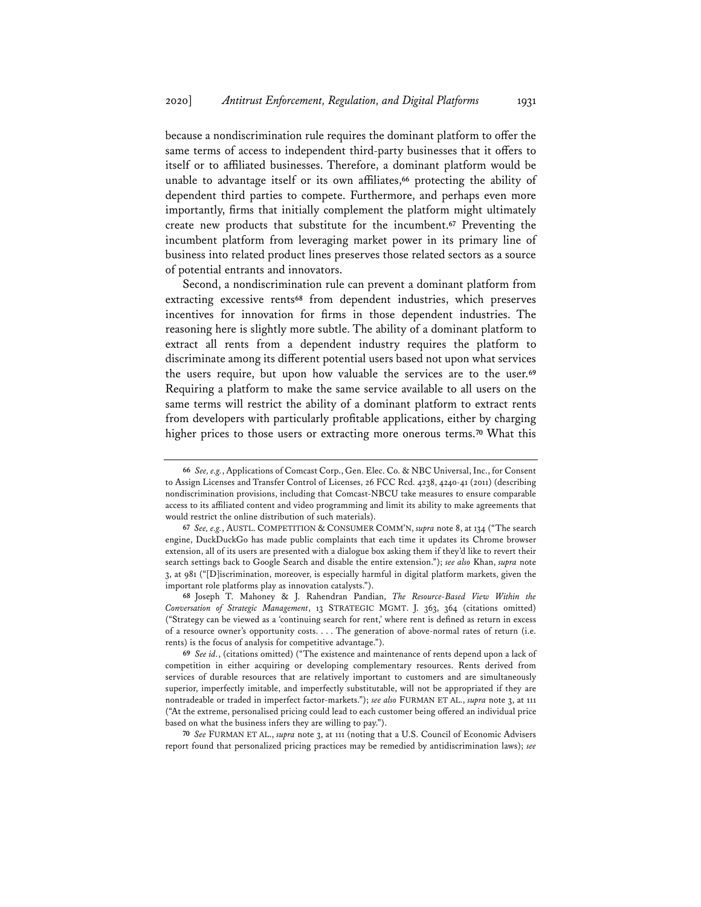because a nondiscrimination rule requires the dominant platform to offer the same terms of access to independent third-party businesses that it offers to itself or to affiliated businesses. Therefore, a dominant platform would be unable to advantage itself or its own affiliates,[66] protecting the ability of dependent third parties to compete. Furthermore, and perhaps even more importantly, firms that initially complement the platform might ultimately create new products that substitute for the incumbent.[67] Preventing the incumbent platform from leveraging market power in its primary line of business into related product lines preserves those related sectors as a source of potential entrants and innovators.

Second, a nondiscrimination rule can prevent a dominant platform from extracting excessive rents[68] from dependent industries, which preserves incentives for innovation for firms in those dependent industries. The reasoning here is slightly more subtle. The ability of a dominant platform to extract all rents from a dependent industry requires the platform to discriminate among its different potential users based not upon what services the users require, but upon how valuable the services are to the user.[69] Requiring a platform to make the same service available to all users on the same terms will restrict the ability of a dominant platform to extract rents from developers with particularly profitable applications, either by charging higher prices to those users or extracting more onerous terms.[70] What this

---

**66** *See, e.g.*, Applications of Comcast Corp., Gen. Elec. Co. & NBC Universal, Inc., for Consent to Assign Licenses and Transfer Control of Licenses, 26 FCC Rcd. 4238, 4240-41 (2011) (describing nondiscrimination provisions, including that Comcast-NBCU take measures to ensure comparable access to its affiliated content and video programming and limit its ability to make agreements that would restrict the online distribution of such materials).

**67** *See, e.g.*, AUSTL. COMPETITION & CONSUMER COMM'N, *supra* note 8, at 134 ("The search engine, DuckDuckGo has made public complaints that each time it updates its Chrome browser extension, all of its users are presented with a dialogue box asking them if they'd like to revert their search settings back to Google Search and disable the entire extension."); *see also* Khan, *supra* note 3, at 981 ("[D]iscrimination, moreover, is especially harmful in digital platform markets, given the important role platforms play as innovation catalysts.").

**68** Joseph T. Mahoney & J. Rahendran Pandian, *The Resource-Based View Within the Conversation of Strategic Management*, 13 STRATEGIC MGMT. J. 363, 364 (citations omitted) ("Strategy can be viewed as a 'continuing search for rent,' where rent is defined as return in excess of a resource owner's opportunity costs. . . . The generation of above-normal rates of return (i.e. rents) is the focus of analysis for competitive advantage.").

**69** *See id.*, (citations omitted) ("The existence and maintenance of rents depend upon a lack of competition in either acquiring or developing complementary resources. Rents derived from services of durable resources that are relatively important to customers and are simultaneously superior, imperfectly imitable, and imperfectly substitutable, will not be appropriated if they are nontradeable or traded in imperfect factor-markets."); *see also* FURMAN ET AL., *supra* note 3, at 111 ("At the extreme, personalised pricing could lead to each customer being offered an individual price based on what the business infers they are willing to pay.").

**70** *See* FURMAN ET AL., *supra* note 3, at 111 (noting that a U.S. Council of Economic Advisers report found that personalized pricing practices may be remedied by antidiscrimination laws); *see*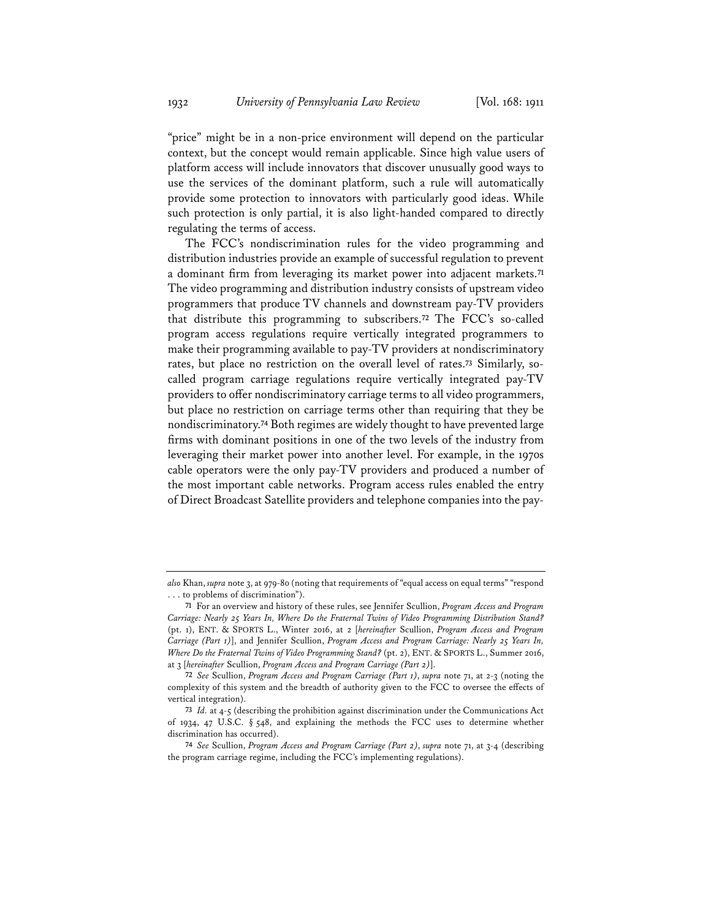"price" might be in a non-price environment will depend on the particular context, but the concept would remain applicable. Since high value users of platform access will include innovators that discover unusually good ways to use the services of the dominant platform, such a rule will automatically provide some protection to innovators with particularly good ideas. While such protection is only partial, it is also light-handed compared to directly regulating the terms of access.

The FCC's nondiscrimination rules for the video programming and distribution industries provide an example of successful regulation to prevent a dominant firm from leveraging its market power into adjacent markets.[71] The video programming and distribution industry consists of upstream video programmers that produce TV channels and downstream pay-TV providers that distribute this programming to subscribers.[72] The FCC's so-called program access regulations require vertically integrated programmers to make their programming available to pay-TV providers at nondiscriminatory rates, but place no restriction on the overall level of rates.[73] Similarly, so-called program carriage regulations require vertically integrated pay-TV providers to offer nondiscriminatory carriage terms to all video programmers, but place no restriction on carriage terms other than requiring that they be nondiscriminatory.[74] Both regimes are widely thought to have prevented large firms with dominant positions in one of the two levels of the industry from leveraging their market power into another level. For example, in the 1970s cable operators were the only pay-TV providers and produced a number of the most important cable networks. Program access rules enabled the entry of Direct Broadcast Satellite providers and telephone companies into the pay-

---

*also* Khan, *supra* note 3, at 979-80 (noting that requirements of "equal access on equal terms" "respond . . . to problems of discrimination").

71 For an overview and history of these rules, see Jennifer Scullion, *Program Access and Program Carriage: Nearly 25 Years In, Where Do the Fraternal Twins of Video Programming Distribution Stand?* (pt. 1), ENT. & SPORTS L., Winter 2016, at 2 [*hereinafter* Scullion, *Program Access and Program Carriage (Part 1)*], and Jennifer Scullion, *Program Access and Program Carriage: Nearly 25 Years In, Where Do the Fraternal Twins of Video Programming Stand?* (pt. 2), ENT. & SPORTS L., Summer 2016, at 3 [*hereinafter* Scullion, *Program Access and Program Carriage (Part 2)*].

72 *See* Scullion, *Program Access and Program Carriage (Part 1)*, *supra* note 71, at 2-3 (noting the complexity of this system and the breadth of authority given to the FCC to oversee the effects of vertical integration).

73 *Id.* at 4-5 (describing the prohibition against discrimination under the Communications Act of 1934, 47 U.S.C. § 548, and explaining the methods the FCC uses to determine whether discrimination has occurred).

74 *See* Scullion, *Program Access and Program Carriage (Part 2)*, *supra* note 71, at 3-4 (describing the program carriage regime, including the FCC's implementing regulations).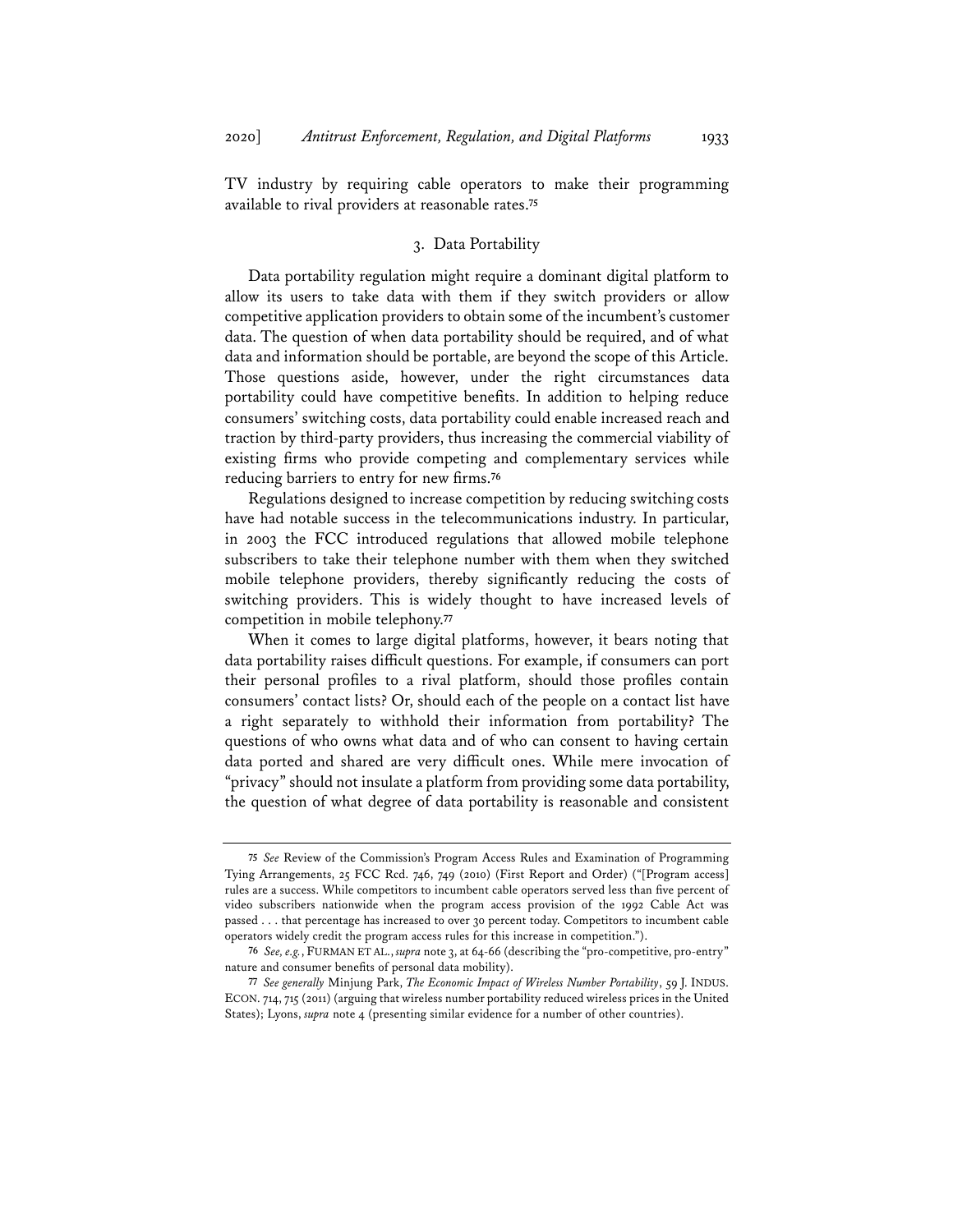TV industry by requiring cable operators to make their programming available to rival providers at reasonable rates.[75]

### 3. Data Portability

Data portability regulation might require a dominant digital platform to allow its users to take data with them if they switch providers or allow competitive application providers to obtain some of the incumbent's customer data. The question of when data portability should be required, and of what data and information should be portable, are beyond the scope of this Article. Those questions aside, however, under the right circumstances data portability could have competitive benefits. In addition to helping reduce consumers' switching costs, data portability could enable increased reach and traction by third-party providers, thus increasing the commercial viability of existing firms who provide competing and complementary services while reducing barriers to entry for new firms.[76]

Regulations designed to increase competition by reducing switching costs have had notable success in the telecommunications industry. In particular, in 2003 the FCC introduced regulations that allowed mobile telephone subscribers to take their telephone number with them when they switched mobile telephone providers, thereby significantly reducing the costs of switching providers. This is widely thought to have increased levels of competition in mobile telephony.[77]

When it comes to large digital platforms, however, it bears noting that data portability raises difficult questions. For example, if consumers can port their personal profiles to a rival platform, should those profiles contain consumers' contact lists? Or, should each of the people on a contact list have a right separately to withhold their information from portability? The questions of who owns what data and of who can consent to having certain data ported and shared are very difficult ones. While mere invocation of "privacy" should not insulate a platform from providing some data portability, the question of what degree of data portability is reasonable and consistent

---

[75] *See* Review of the Commission's Program Access Rules and Examination of Programming Tying Arrangements, 25 FCC Rcd. 746, 749 (2010) (First Report and Order) ("[Program access] rules are a success. While competitors to incumbent cable operators served less than five percent of video subscribers nationwide when the program access provision of the 1992 Cable Act was passed . . . that percentage has increased to over 30 percent today. Competitors to incumbent cable operators widely credit the program access rules for this increase in competition.").

[76] *See, e.g.*, FURMAN ET AL., *supra* note 3, at 64-66 (describing the "pro-competitive, pro-entry" nature and consumer benefits of personal data mobility).

[77] *See generally* Minjung Park, *The Economic Impact of Wireless Number Portability*, 59 J. INDUS. ECON. 714, 715 (2011) (arguing that wireless number portability reduced wireless prices in the United States); Lyons, *supra* note 4 (presenting similar evidence for a number of other countries).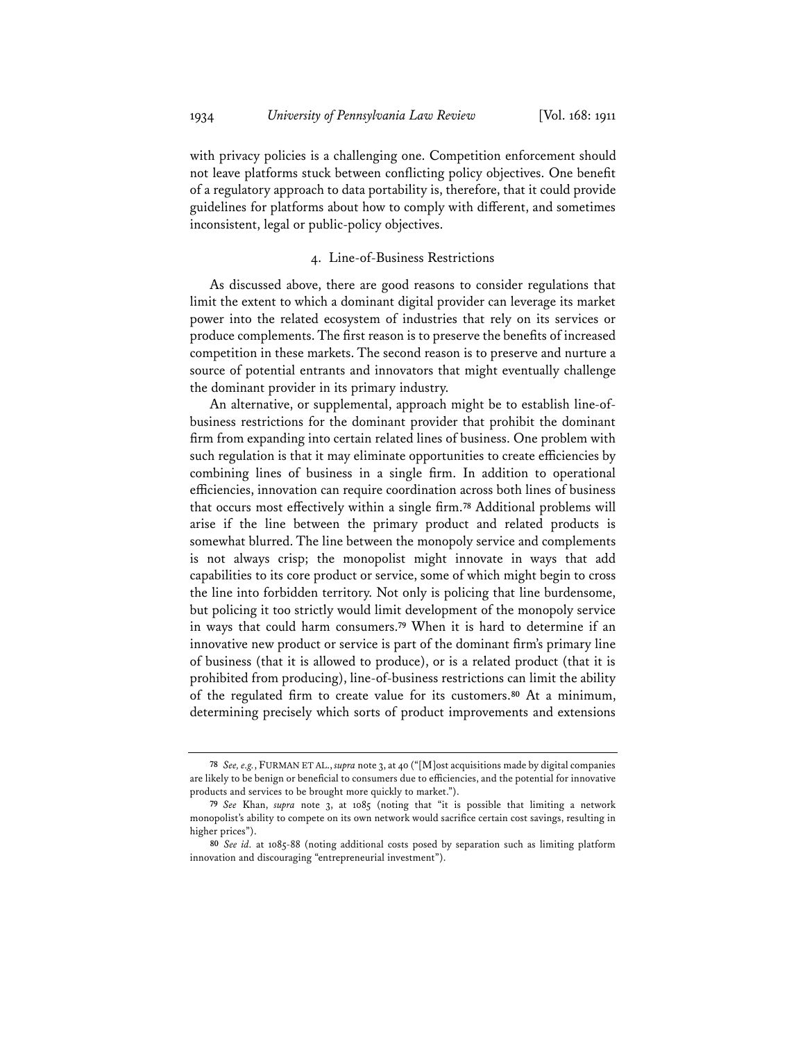with privacy policies is a challenging one. Competition enforcement should not leave platforms stuck between conflicting policy objectives. One benefit of a regulatory approach to data portability is, therefore, that it could provide guidelines for platforms about how to comply with different, and sometimes inconsistent, legal or public-policy objectives.

### 4. Line-of-Business Restrictions

As discussed above, there are good reasons to consider regulations that limit the extent to which a dominant digital provider can leverage its market power into the related ecosystem of industries that rely on its services or produce complements. The first reason is to preserve the benefits of increased competition in these markets. The second reason is to preserve and nurture a source of potential entrants and innovators that might eventually challenge the dominant provider in its primary industry.

An alternative, or supplemental, approach might be to establish line-of-business restrictions for the dominant provider that prohibit the dominant firm from expanding into certain related lines of business. One problem with such regulation is that it may eliminate opportunities to create efficiencies by combining lines of business in a single firm. In addition to operational efficiencies, innovation can require coordination across both lines of business that occurs most effectively within a single firm.[78] Additional problems will arise if the line between the primary product and related products is somewhat blurred. The line between the monopoly service and complements is not always crisp; the monopolist might innovate in ways that add capabilities to its core product or service, some of which might begin to cross the line into forbidden territory. Not only is policing that line burdensome, but policing it too strictly would limit development of the monopoly service in ways that could harm consumers.[79] When it is hard to determine if an innovative new product or service is part of the dominant firm's primary line of business (that it is allowed to produce), or is a related product (that it is prohibited from producing), line-of-business restrictions can limit the ability of the regulated firm to create value for its customers.[80] At a minimum, determining precisely which sorts of product improvements and extensions

---

[78] *See, e.g.*, FURMAN ET AL., *supra* note 3, at 40 ("[M]ost acquisitions made by digital companies are likely to be benign or beneficial to consumers due to efficiencies, and the potential for innovative products and services to be brought more quickly to market.").

[79] *See* Khan, *supra* note 3, at 1085 (noting that "it is possible that limiting a network monopolist's ability to compete on its own network would sacrifice certain cost savings, resulting in higher prices").

[80] *See id.* at 1085-88 (noting additional costs posed by separation such as limiting platform innovation and discouraging "entrepreneurial investment").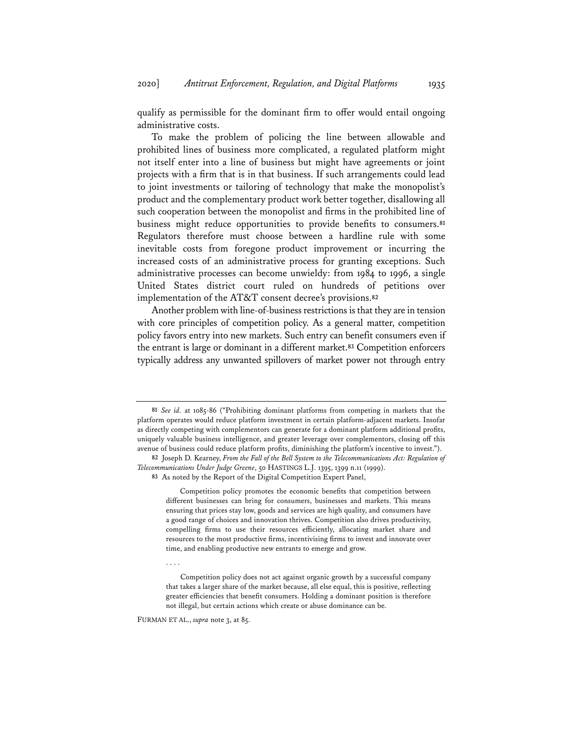qualify as permissible for the dominant firm to offer would entail ongoing administrative costs.

To make the problem of policing the line between allowable and prohibited lines of business more complicated, a regulated platform might not itself enter into a line of business but might have agreements or joint projects with a firm that is in that business. If such arrangements could lead to joint investments or tailoring of technology that make the monopolist's product and the complementary product work better together, disallowing all such cooperation between the monopolist and firms in the prohibited line of business might reduce opportunities to provide benefits to consumers.[81] Regulators therefore must choose between a hardline rule with some inevitable costs from foregone product improvement or incurring the increased costs of an administrative process for granting exceptions. Such administrative processes can become unwieldy: from 1984 to 1996, a single United States district court ruled on hundreds of petitions over implementation of the AT&T consent decree's provisions.[82]

Another problem with line-of-business restrictions is that they are in tension with core principles of competition policy. As a general matter, competition policy favors entry into new markets. Such entry can benefit consumers even if the entrant is large or dominant in a different market.[83] Competition enforcers typically address any unwanted spillovers of market power not through entry

---

**81** *See id.* at 1085-86 ("Prohibiting dominant platforms from competing in markets that the platform operates would reduce platform investment in certain platform-adjacent markets. Insofar as directly competing with complementors can generate for a dominant platform additional profits, uniquely valuable business intelligence, and greater leverage over complementors, closing off this avenue of business could reduce platform profits, diminishing the platform's incentive to invest.").

**82** Joseph D. Kearney, *From the Fall of the Bell System to the Telecommunications Act: Regulation of Telecommunications Under Judge Greene*, 50 HASTINGS L.J. 1395, 1399 n.11 (1999).

**83** As noted by the Report of the Digital Competition Expert Panel,

> Competition policy promotes the economic benefits that competition between different businesses can bring for consumers, businesses and markets. This means ensuring that prices stay low, goods and services are high quality, and consumers have a good range of choices and innovation thrives. Competition also drives productivity, compelling firms to use their resources efficiently, allocating market share and resources to the most productive firms, incentivising firms to invest and innovate over time, and enabling productive new entrants to emerge and grow.
>
> . . . .
>
> Competition policy does not act against organic growth by a successful company that takes a larger share of the market because, all else equal, this is positive, reflecting greater efficiencies that benefit consumers. Holding a dominant position is therefore not illegal, but certain actions which create or abuse dominance can be.

FURMAN ET AL., *supra* note 3, at 85.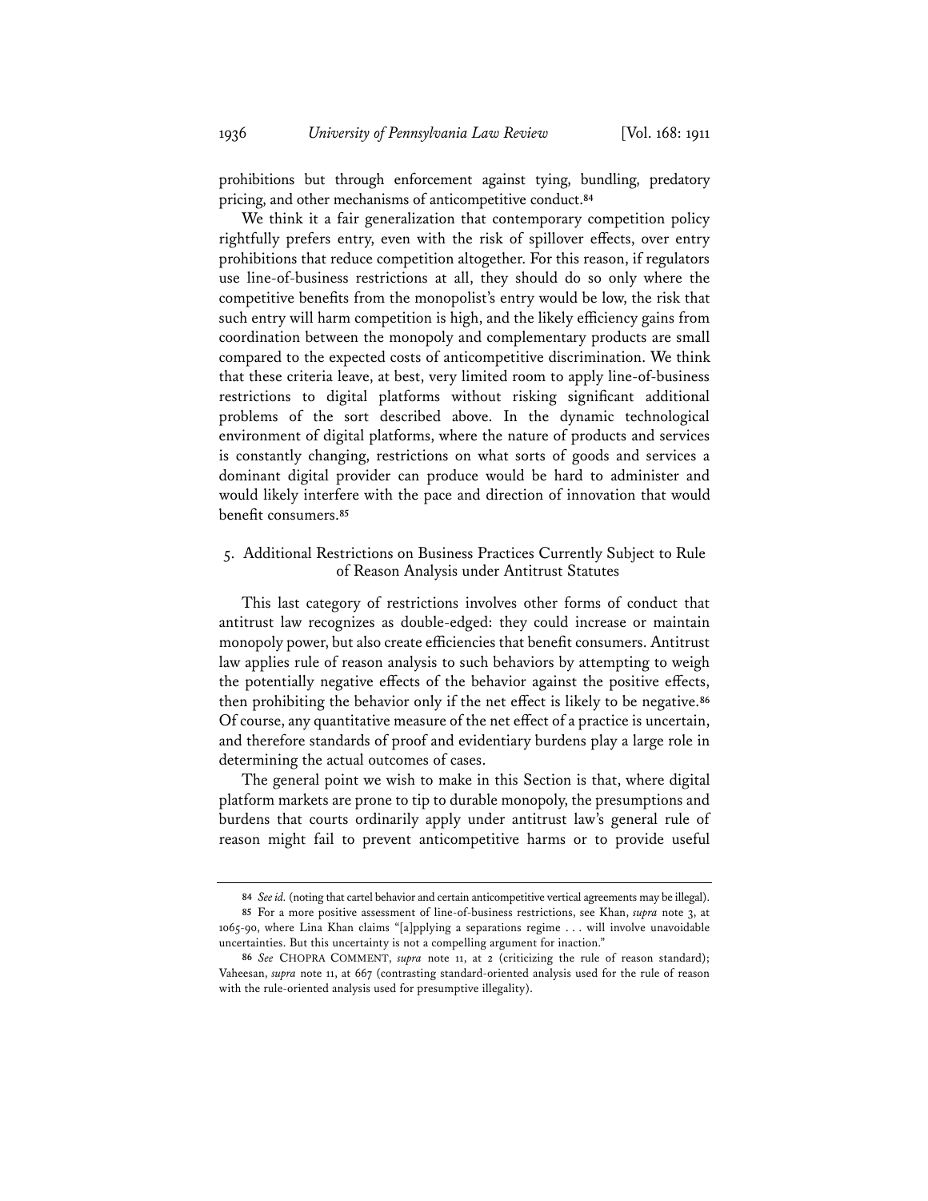prohibitions but through enforcement against tying, bundling, predatory pricing, and other mechanisms of anticompetitive conduct.[84]

We think it a fair generalization that contemporary competition policy rightfully prefers entry, even with the risk of spillover effects, over entry prohibitions that reduce competition altogether. For this reason, if regulators use line-of-business restrictions at all, they should do so only where the competitive benefits from the monopolist's entry would be low, the risk that such entry will harm competition is high, and the likely efficiency gains from coordination between the monopoly and complementary products are small compared to the expected costs of anticompetitive discrimination. We think that these criteria leave, at best, very limited room to apply line-of-business restrictions to digital platforms without risking significant additional problems of the sort described above. In the dynamic technological environment of digital platforms, where the nature of products and services is constantly changing, restrictions on what sorts of goods and services a dominant digital provider can produce would be hard to administer and would likely interfere with the pace and direction of innovation that would benefit consumers.[85]

### 5. Additional Restrictions on Business Practices Currently Subject to Rule of Reason Analysis under Antitrust Statutes

This last category of restrictions involves other forms of conduct that antitrust law recognizes as double-edged: they could increase or maintain monopoly power, but also create efficiencies that benefit consumers. Antitrust law applies rule of reason analysis to such behaviors by attempting to weigh the potentially negative effects of the behavior against the positive effects, then prohibiting the behavior only if the net effect is likely to be negative.[86] Of course, any quantitative measure of the net effect of a practice is uncertain, and therefore standards of proof and evidentiary burdens play a large role in determining the actual outcomes of cases.

The general point we wish to make in this Section is that, where digital platform markets are prone to tip to durable monopoly, the presumptions and burdens that courts ordinarily apply under antitrust law's general rule of reason might fail to prevent anticompetitive harms or to provide useful

---

[84] *See id.* (noting that cartel behavior and certain anticompetitive vertical agreements may be illegal).

[85] For a more positive assessment of line-of-business restrictions, see Khan, *supra* note 3, at 1065-90, where Lina Khan claims "[a]pplying a separations regime . . . will involve unavoidable uncertainties. But this uncertainty is not a compelling argument for inaction."

[86] *See* CHOPRA COMMENT, *supra* note 11, at 2 (criticizing the rule of reason standard); Vaheesan, *supra* note 11, at 667 (contrasting standard-oriented analysis used for the rule of reason with the rule-oriented analysis used for presumptive illegality).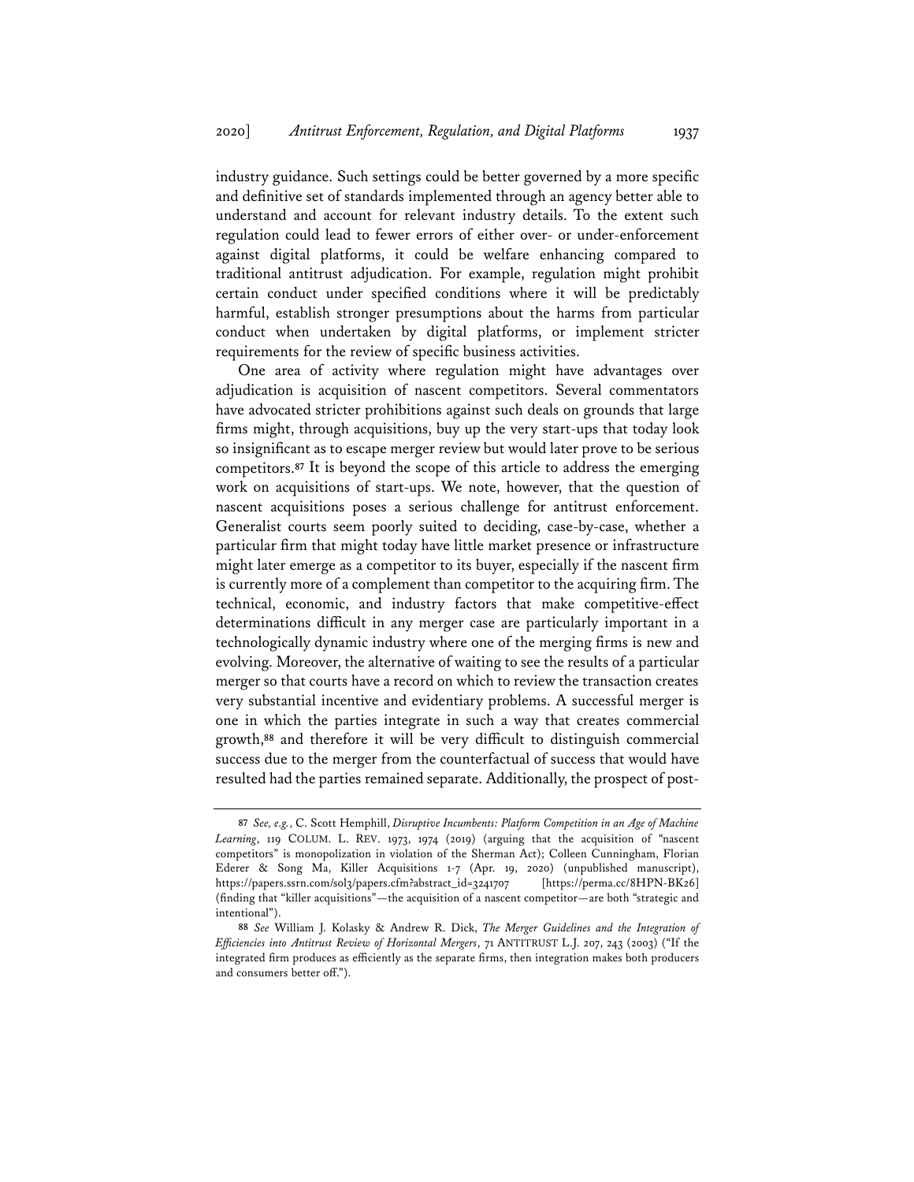industry guidance. Such settings could be better governed by a more specific and definitive set of standards implemented through an agency better able to understand and account for relevant industry details. To the extent such regulation could lead to fewer errors of either over- or under-enforcement against digital platforms, it could be welfare enhancing compared to traditional antitrust adjudication. For example, regulation might prohibit certain conduct under specified conditions where it will be predictably harmful, establish stronger presumptions about the harms from particular conduct when undertaken by digital platforms, or implement stricter requirements for the review of specific business activities.

One area of activity where regulation might have advantages over adjudication is acquisition of nascent competitors. Several commentators have advocated stricter prohibitions against such deals on grounds that large firms might, through acquisitions, buy up the very start-ups that today look so insignificant as to escape merger review but would later prove to be serious competitors.[87] It is beyond the scope of this article to address the emerging work on acquisitions of start-ups. We note, however, that the question of nascent acquisitions poses a serious challenge for antitrust enforcement. Generalist courts seem poorly suited to deciding, case-by-case, whether a particular firm that might today have little market presence or infrastructure might later emerge as a competitor to its buyer, especially if the nascent firm is currently more of a complement than competitor to the acquiring firm. The technical, economic, and industry factors that make competitive-effect determinations difficult in any merger case are particularly important in a technologically dynamic industry where one of the merging firms is new and evolving. Moreover, the alternative of waiting to see the results of a particular merger so that courts have a record on which to review the transaction creates very substantial incentive and evidentiary problems. A successful merger is one in which the parties integrate in such a way that creates commercial growth,[88] and therefore it will be very difficult to distinguish commercial success due to the merger from the counterfactual of success that would have resulted had the parties remained separate. Additionally, the prospect of post-

---

[87] *See, e.g.*, C. Scott Hemphill, *Disruptive Incumbents: Platform Competition in an Age of Machine Learning*, 119 COLUM. L. REV. 1973, 1974 (2019) (arguing that the acquisition of "nascent competitors" is monopolization in violation of the Sherman Act); Colleen Cunningham, Florian Ederer & Song Ma, Killer Acquisitions 1-7 (Apr. 19, 2020) (unpublished manuscript), https://papers.ssrn.com/sol3/papers.cfm?abstract_id=3241707 [https://perma.cc/8HPN-BK26] (finding that "killer acquisitions"—the acquisition of a nascent competitor—are both "strategic and intentional").

[88] *See* William J. Kolasky & Andrew R. Dick, *The Merger Guidelines and the Integration of Efficiencies into Antitrust Review of Horizontal Mergers*, 71 ANTITRUST L.J. 207, 243 (2003) ("If the integrated firm produces as efficiently as the separate firms, then integration makes both producers and consumers better off.").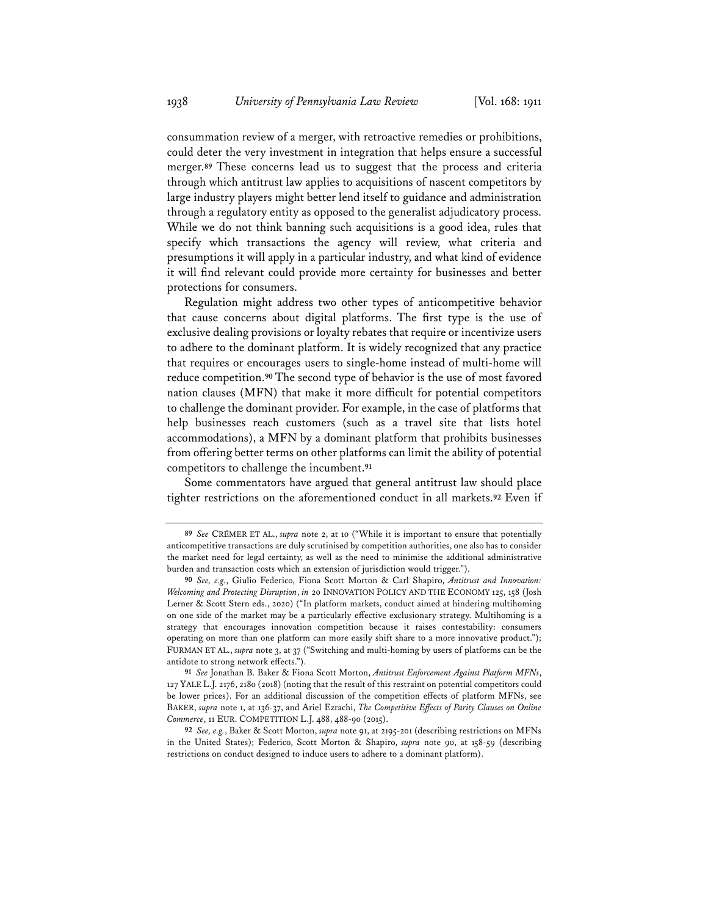consummation review of a merger, with retroactive remedies or prohibitions, could deter the very investment in integration that helps ensure a successful merger.[89] These concerns lead us to suggest that the process and criteria through which antitrust law applies to acquisitions of nascent competitors by large industry players might better lend itself to guidance and administration through a regulatory entity as opposed to the generalist adjudicatory process. While we do not think banning such acquisitions is a good idea, rules that specify which transactions the agency will review, what criteria and presumptions it will apply in a particular industry, and what kind of evidence it will find relevant could provide more certainty for businesses and better protections for consumers.

Regulation might address two other types of anticompetitive behavior that cause concerns about digital platforms. The first type is the use of exclusive dealing provisions or loyalty rebates that require or incentivize users to adhere to the dominant platform. It is widely recognized that any practice that requires or encourages users to single-home instead of multi-home will reduce competition.[90] The second type of behavior is the use of most favored nation clauses (MFN) that make it more difficult for potential competitors to challenge the dominant provider. For example, in the case of platforms that help businesses reach customers (such as a travel site that lists hotel accommodations), a MFN by a dominant platform that prohibits businesses from offering better terms on other platforms can limit the ability of potential competitors to challenge the incumbent.[91]

Some commentators have argued that general antitrust law should place tighter restrictions on the aforementioned conduct in all markets.[92] Even if

---

[89] *See* CRÉMER ET AL., *supra* note 2, at 10 ("While it is important to ensure that potentially anticompetitive transactions are duly scrutinised by competition authorities, one also has to consider the market need for legal certainty, as well as the need to minimise the additional administrative burden and transaction costs which an extension of jurisdiction would trigger.").

[90] *See, e.g.*, Giulio Federico, Fiona Scott Morton & Carl Shapiro, *Antitrust and Innovation: Welcoming and Protecting Disruption*, *in* 20 INNOVATION POLICY AND THE ECONOMY 125, 158 (Josh Lerner & Scott Stern eds., 2020) ("In platform markets, conduct aimed at hindering multihoming on one side of the market may be a particularly effective exclusionary strategy. Multihoming is a strategy that encourages innovation competition because it raises contestability: consumers operating on more than one platform can more easily shift share to a more innovative product."); FURMAN ET AL., *supra* note 3, at 37 ("Switching and multi-homing by users of platforms can be the antidote to strong network effects.").

[91] *See* Jonathan B. Baker & Fiona Scott Morton, *Antitrust Enforcement Against Platform MFNs*, 127 YALE L.J. 2176, 2180 (2018) (noting that the result of this restraint on potential competitors could be lower prices). For an additional discussion of the competition effects of platform MFNs, see BAKER, *supra* note 1, at 136-37, and Ariel Ezrachi, *The Competitive Effects of Parity Clauses on Online Commerce*, 11 EUR. COMPETITION L.J. 488, 488-90 (2015).

[92] *See, e.g.*, Baker & Scott Morton, *supra* note 91, at 2195-201 (describing restrictions on MFNs in the United States); Federico, Scott Morton & Shapiro, *supra* note 90, at 158-59 (describing restrictions on conduct designed to induce users to adhere to a dominant platform).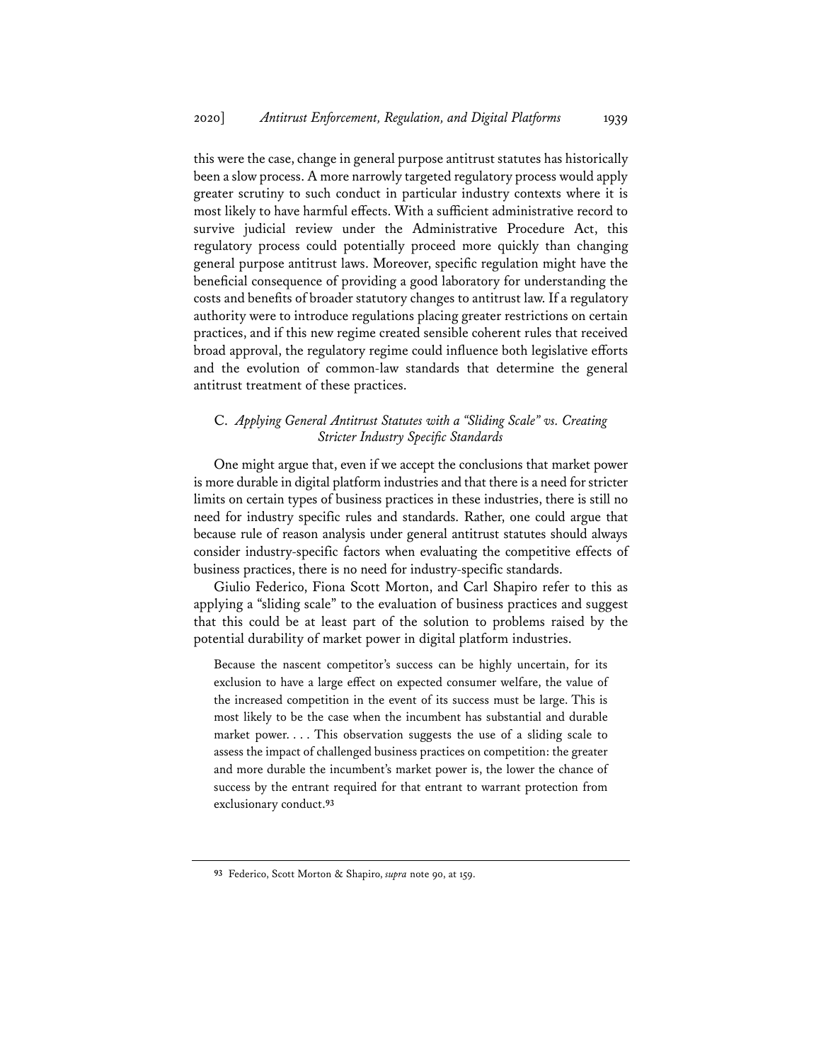this were the case, change in general purpose antitrust statutes has historically been a slow process. A more narrowly targeted regulatory process would apply greater scrutiny to such conduct in particular industry contexts where it is most likely to have harmful effects. With a sufficient administrative record to survive judicial review under the Administrative Procedure Act, this regulatory process could potentially proceed more quickly than changing general purpose antitrust laws. Moreover, specific regulation might have the beneficial consequence of providing a good laboratory for understanding the costs and benefits of broader statutory changes to antitrust law. If a regulatory authority were to introduce regulations placing greater restrictions on certain practices, and if this new regime created sensible coherent rules that received broad approval, the regulatory regime could influence both legislative efforts and the evolution of common-law standards that determine the general antitrust treatment of these practices.

### C. *Applying General Antitrust Statutes with a "Sliding Scale" vs. Creating Stricter Industry Specific Standards*

One might argue that, even if we accept the conclusions that market power is more durable in digital platform industries and that there is a need for stricter limits on certain types of business practices in these industries, there is still no need for industry specific rules and standards. Rather, one could argue that because rule of reason analysis under general antitrust statutes should always consider industry-specific factors when evaluating the competitive effects of business practices, there is no need for industry-specific standards.

Giulio Federico, Fiona Scott Morton, and Carl Shapiro refer to this as applying a "sliding scale" to the evaluation of business practices and suggest that this could be at least part of the solution to problems raised by the potential durability of market power in digital platform industries.

> Because the nascent competitor's success can be highly uncertain, for its exclusion to have a large effect on expected consumer welfare, the value of the increased competition in the event of its success must be large. This is most likely to be the case when the incumbent has substantial and durable market power. . . . This observation suggests the use of a sliding scale to assess the impact of challenged business practices on competition: the greater and more durable the incumbent's market power is, the lower the chance of success by the entrant required for that entrant to warrant protection from exclusionary conduct.[93]

---

[93] Federico, Scott Morton & Shapiro, *supra* note 90, at 159.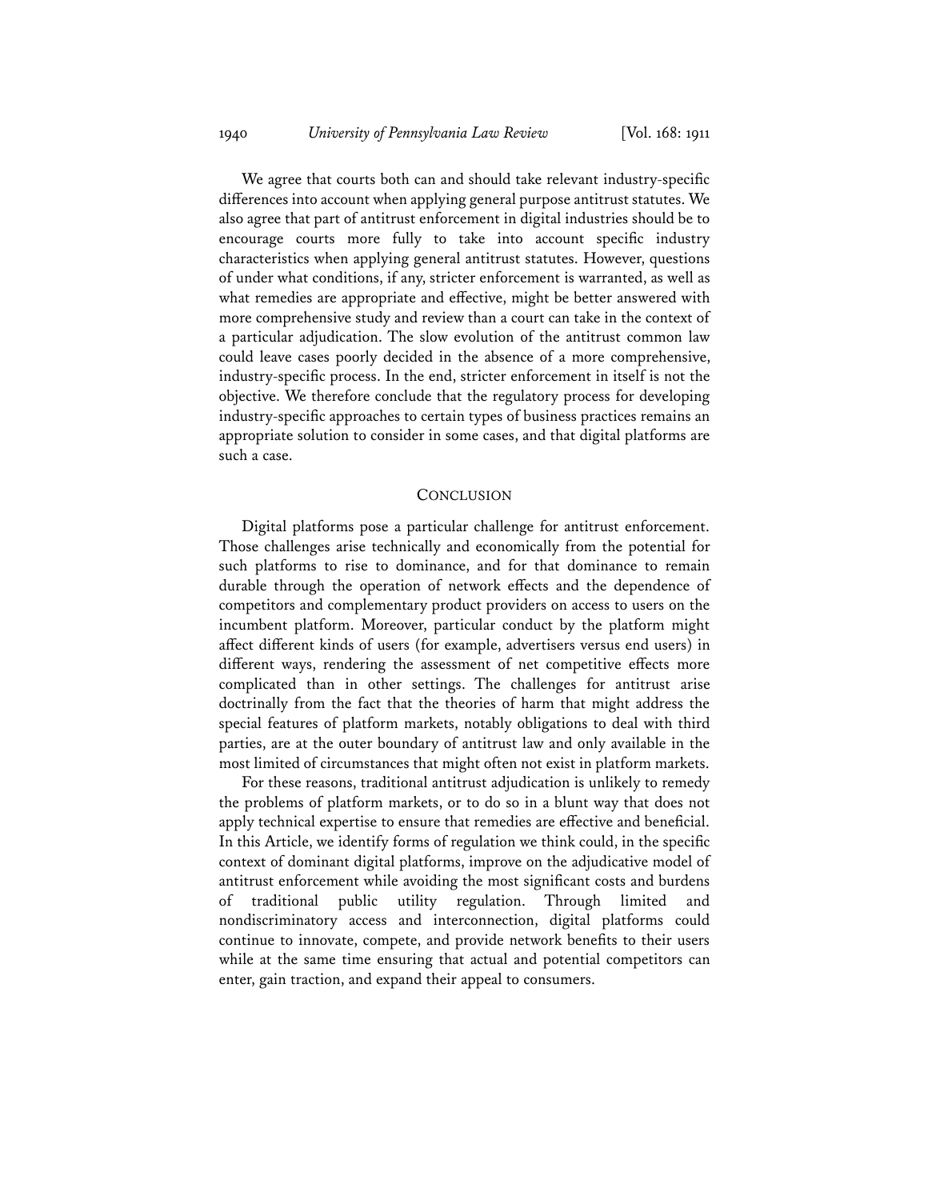We agree that courts both can and should take relevant industry-specific differences into account when applying general purpose antitrust statutes. We also agree that part of antitrust enforcement in digital industries should be to encourage courts more fully to take into account specific industry characteristics when applying general antitrust statutes. However, questions of under what conditions, if any, stricter enforcement is warranted, as well as what remedies are appropriate and effective, might be better answered with more comprehensive study and review than a court can take in the context of a particular adjudication. The slow evolution of the antitrust common law could leave cases poorly decided in the absence of a more comprehensive, industry-specific process. In the end, stricter enforcement in itself is not the objective. We therefore conclude that the regulatory process for developing industry-specific approaches to certain types of business practices remains an appropriate solution to consider in some cases, and that digital platforms are such a case.

## CONCLUSION

Digital platforms pose a particular challenge for antitrust enforcement. Those challenges arise technically and economically from the potential for such platforms to rise to dominance, and for that dominance to remain durable through the operation of network effects and the dependence of competitors and complementary product providers on access to users on the incumbent platform. Moreover, particular conduct by the platform might affect different kinds of users (for example, advertisers versus end users) in different ways, rendering the assessment of net competitive effects more complicated than in other settings. The challenges for antitrust arise doctrinally from the fact that the theories of harm that might address the special features of platform markets, notably obligations to deal with third parties, are at the outer boundary of antitrust law and only available in the most limited of circumstances that might often not exist in platform markets.

For these reasons, traditional antitrust adjudication is unlikely to remedy the problems of platform markets, or to do so in a blunt way that does not apply technical expertise to ensure that remedies are effective and beneficial. In this Article, we identify forms of regulation we think could, in the specific context of dominant digital platforms, improve on the adjudicative model of antitrust enforcement while avoiding the most significant costs and burdens of traditional public utility regulation. Through limited and nondiscriminatory access and interconnection, digital platforms could continue to innovate, compete, and provide network benefits to their users while at the same time ensuring that actual and potential competitors can enter, gain traction, and expand their appeal to consumers.